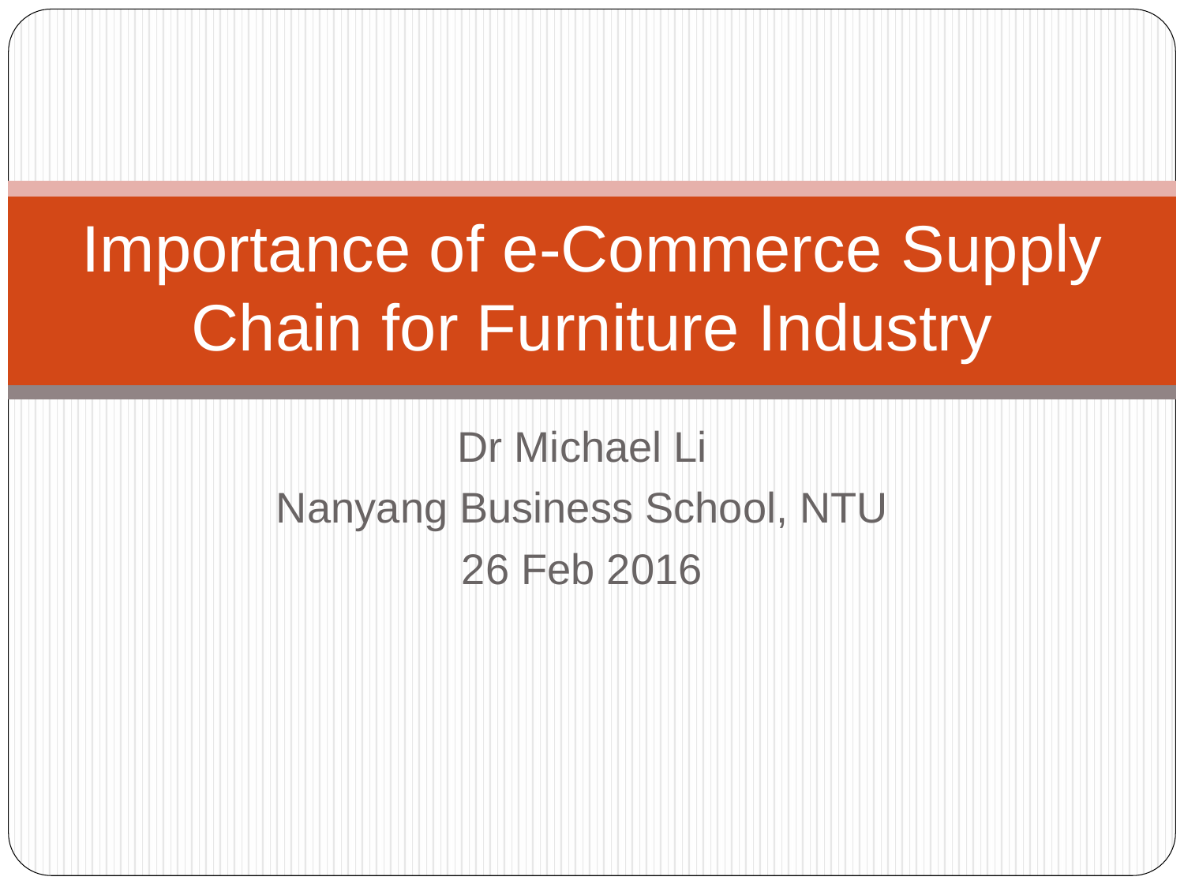# Importance of e-Commerce Supply Chain for Furniture Industry

Dr Michael Li

Nanyang Business School, NTU

26 Feb 2016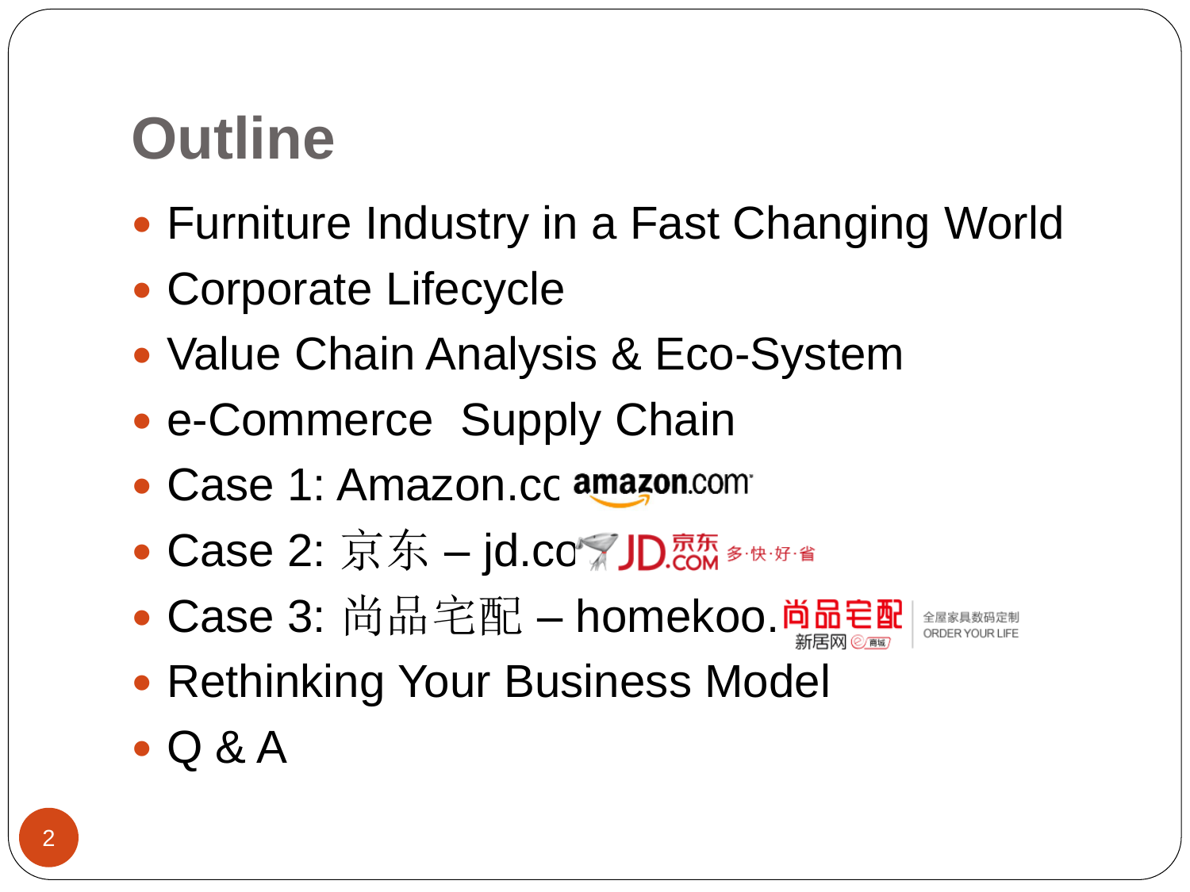# Outline

- Furniture Industry in a Fast Changing World
- Corporate Lifecycle
- Value Chain Analysis & Eco-System
- e-Commerce  Supply Chain
- Case 1: Amazon.cc
- Case 2: 京东 – jd.co
- Case 3: 尚品宅配 – homekoo.
- Rethinking Your Business Model
- Q & A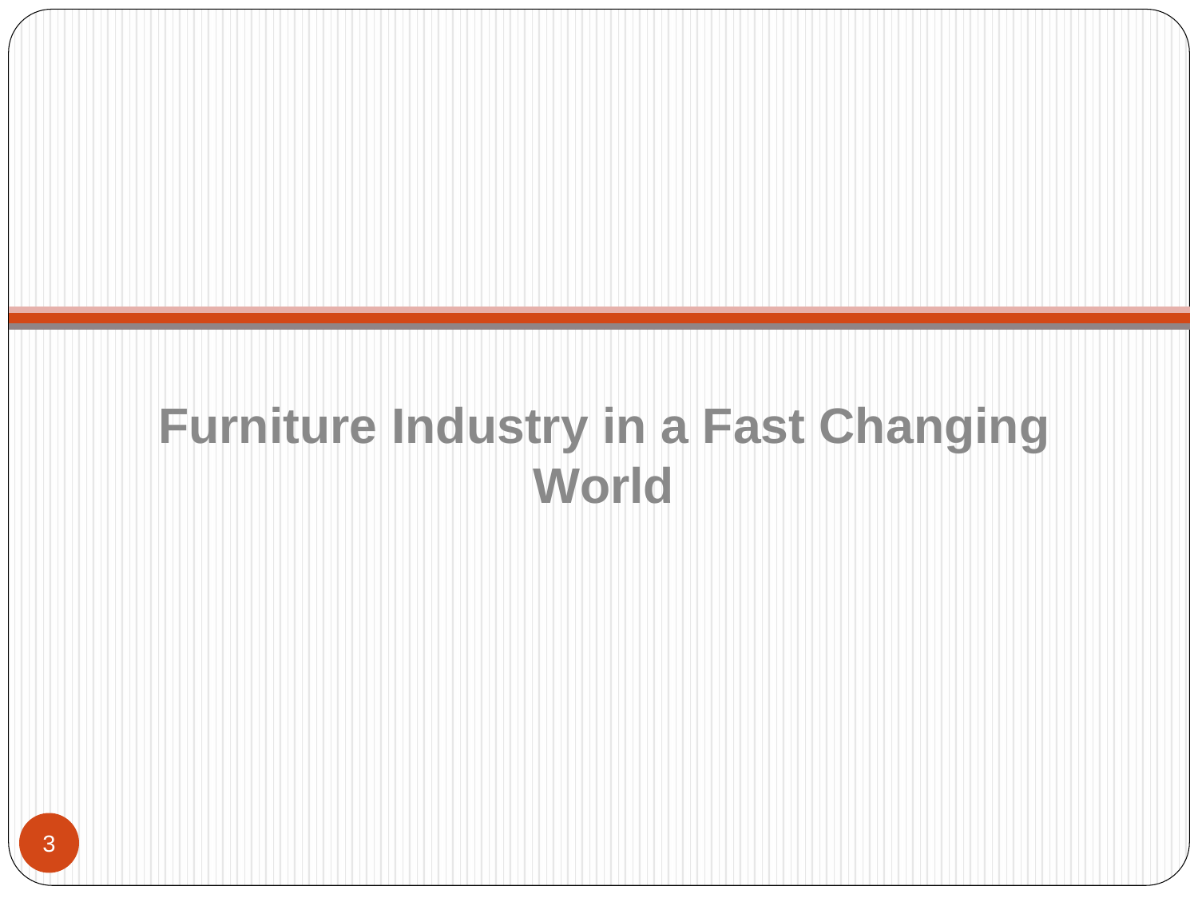# Furniture Industry in a Fast Changing World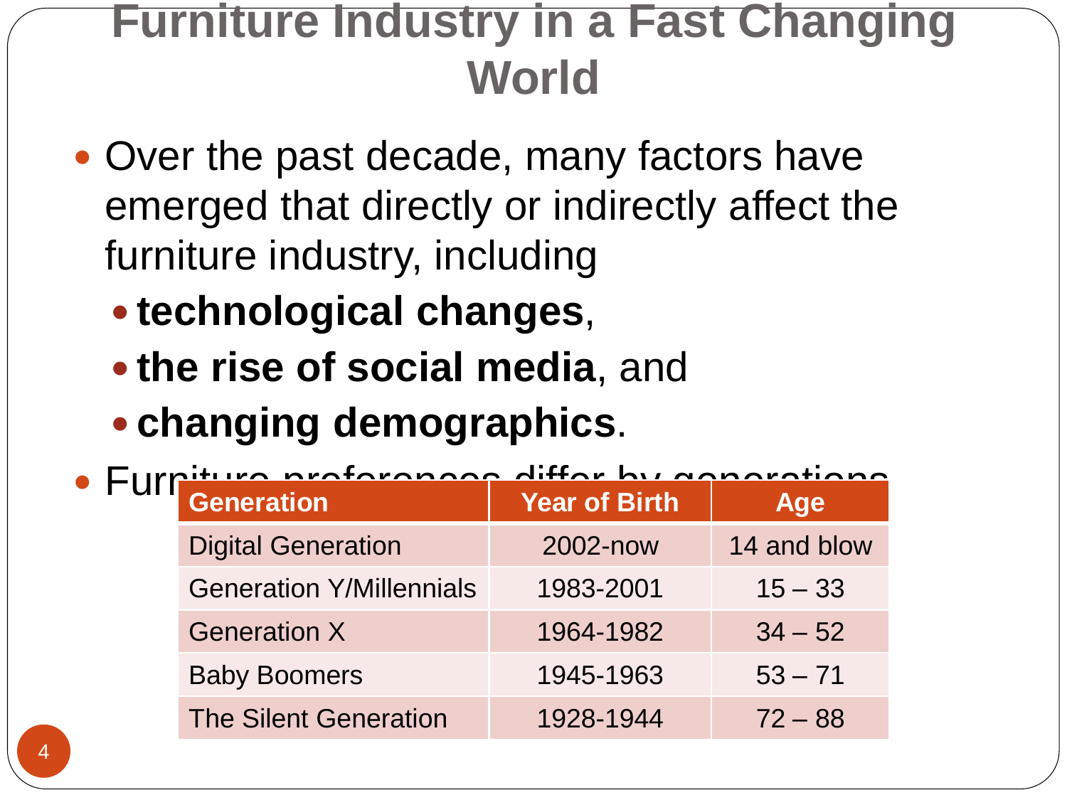# Furniture Industry in a Fast Changing World

- Over the past decade, many factors have emerged that directly or indirectly affect the furniture industry, including
  - **technological changes**,
  - **the rise of social media**, and
  - **changing demographics**.
- Furniture preferences differ by generations

| Generation | Year of Birth | Age |
|---|---|---|
| Digital Generation | 2002-now | 14 and blow |
| Generation Y/Millennials | 1983-2001 | 15 – 33 |
| Generation X | 1964-1982 | 34 – 52 |
| Baby Boomers | 1945-1963 | 53 – 71 |
| The Silent Generation | 1928-1944 | 72 – 88 |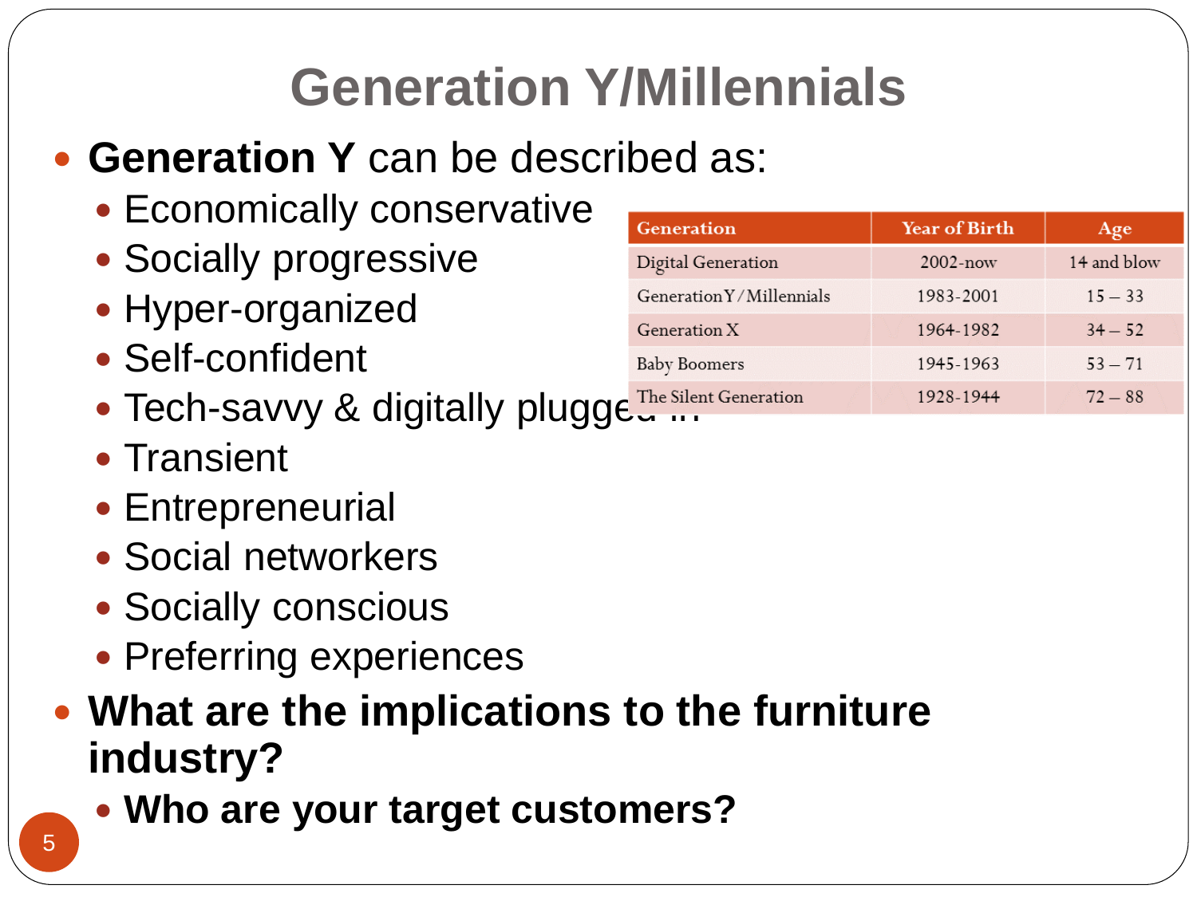# Generation Y/Millennials

- **Generation Y** can be described as:
  - Economically conservative
  - Socially progressive
  - Hyper-organized
  - Self-confident
  - Tech-savvy & digitally plugged in
  - Transient
  - Entrepreneurial
  - Social networkers
  - Socially conscious
  - Preferring experiences

| Generation | Year of Birth | Age |
|---|---|---|
| Digital Generation | 2002-now | 14 and blow |
| Generation Y/Millennials | 1983-2001 | 15 – 33 |
| Generation X | 1964-1982 | 34 – 52 |
| Baby Boomers | 1945-1963 | 53 – 71 |
| The Silent Generation | 1928-1944 | 72 – 88 |

- **What are the implications to the furniture industry?**
  - **Who are your target customers?**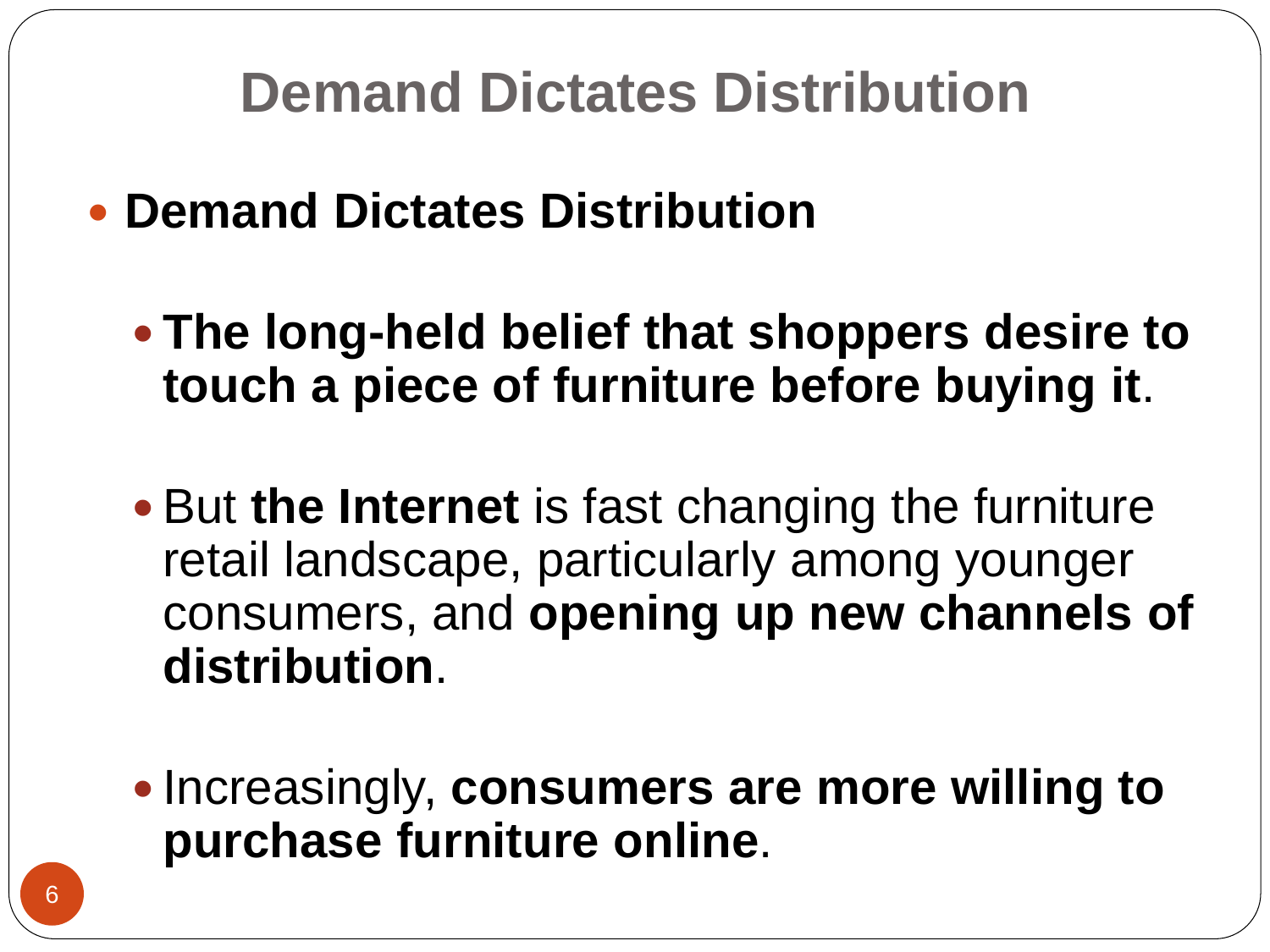# Demand Dictates Distribution

- **Demand Dictates Distribution**
  - **The long-held belief that shoppers desire to touch a piece of furniture before buying it**.
  - But **the Internet** is fast changing the furniture retail landscape, particularly among younger consumers, and **opening up new channels of distribution**.
  - Increasingly, **consumers are more willing to purchase furniture online**.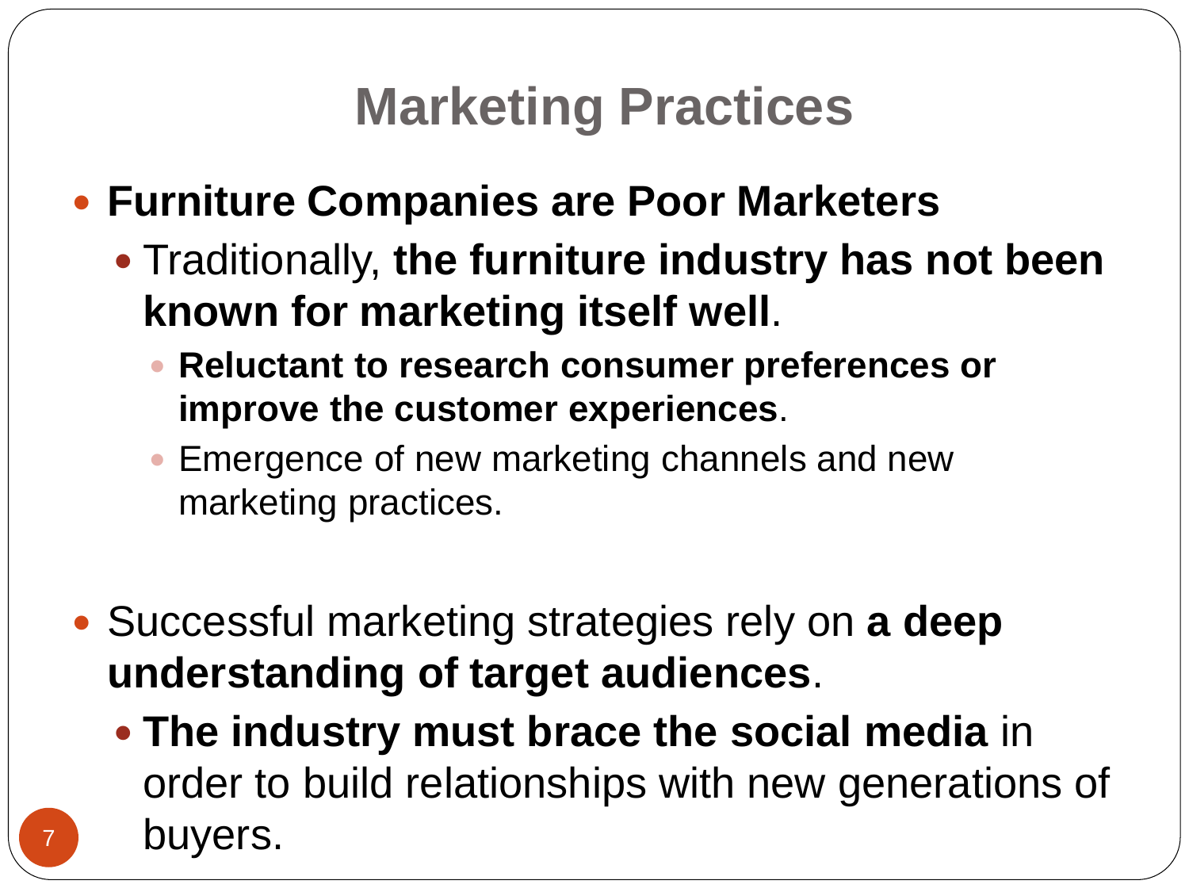# Marketing Practices

- **Furniture Companies are Poor Marketers**
  - Traditionally, **the furniture industry has not been known for marketing itself well**.
    - **Reluctant to research consumer preferences or improve the customer experiences**.
    - Emergence of new marketing channels and new marketing practices.

- Successful marketing strategies rely on **a deep understanding of target audiences**.
  - **The industry must brace the social media** in order to build relationships with new generations of buyers.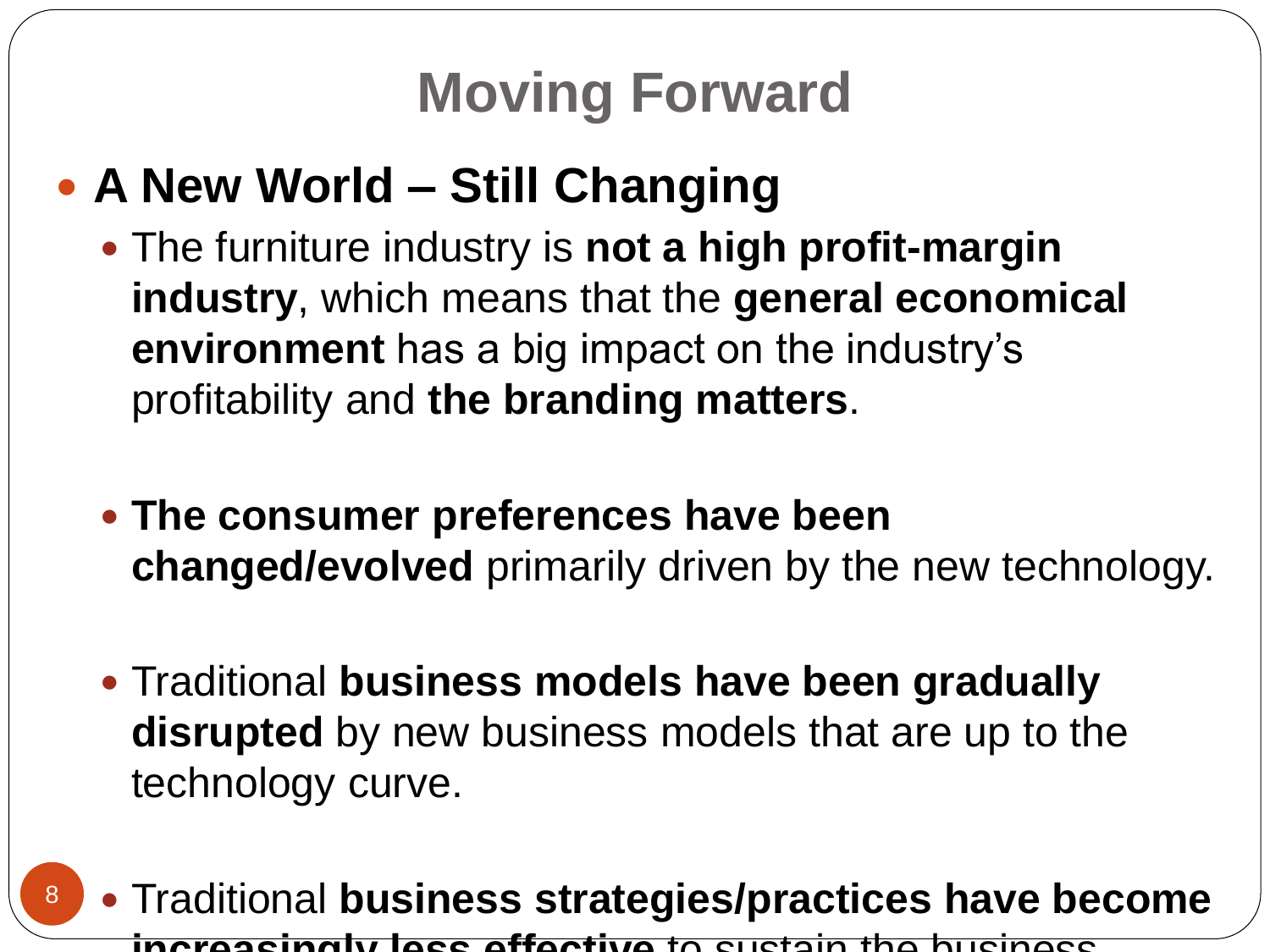# Moving Forward

- **A New World – Still Changing**
  - The furniture industry is **not a high profit-margin industry**, which means that the **general economical environment** has a big impact on the industry's profitability and **the branding matters**.
  - **The consumer preferences have been changed/evolved** primarily driven by the new technology.
  - Traditional **business models have been gradually disrupted** by new business models that are up to the technology curve.
  - Traditional **business strategies/practices have become increasingly less effective** to sustain the business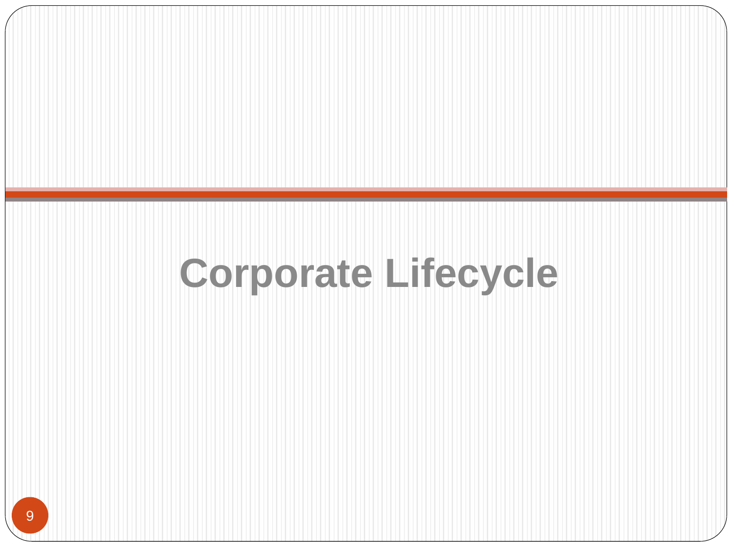# Corporate Lifecycle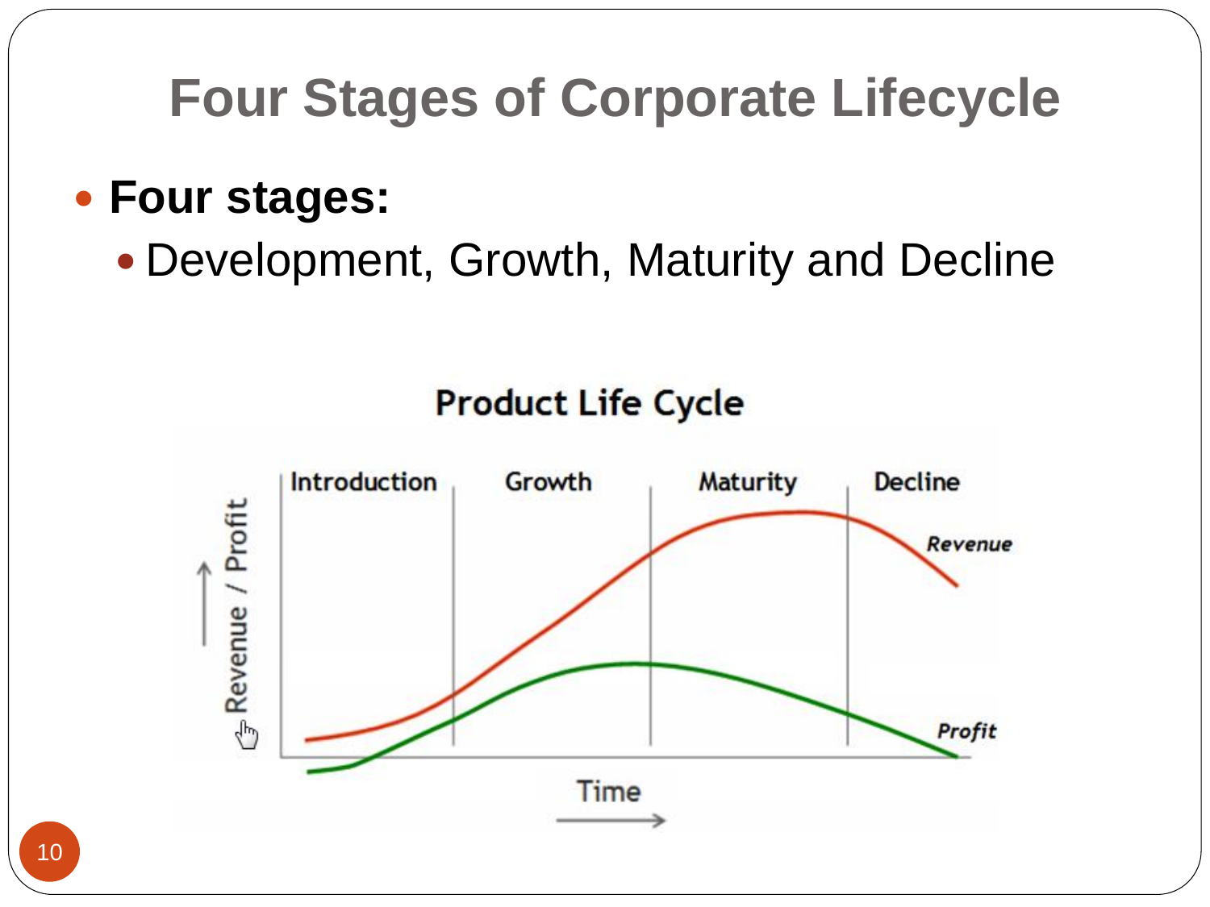# Four Stages of Corporate Lifecycle

- **Four stages:**
  - Development, Growth, Maturity and Decline

**Product Life Cycle**

Introduction | Growth | Maturity | Decline

Revenue / Profit

*Revenue*

*Profit*

Time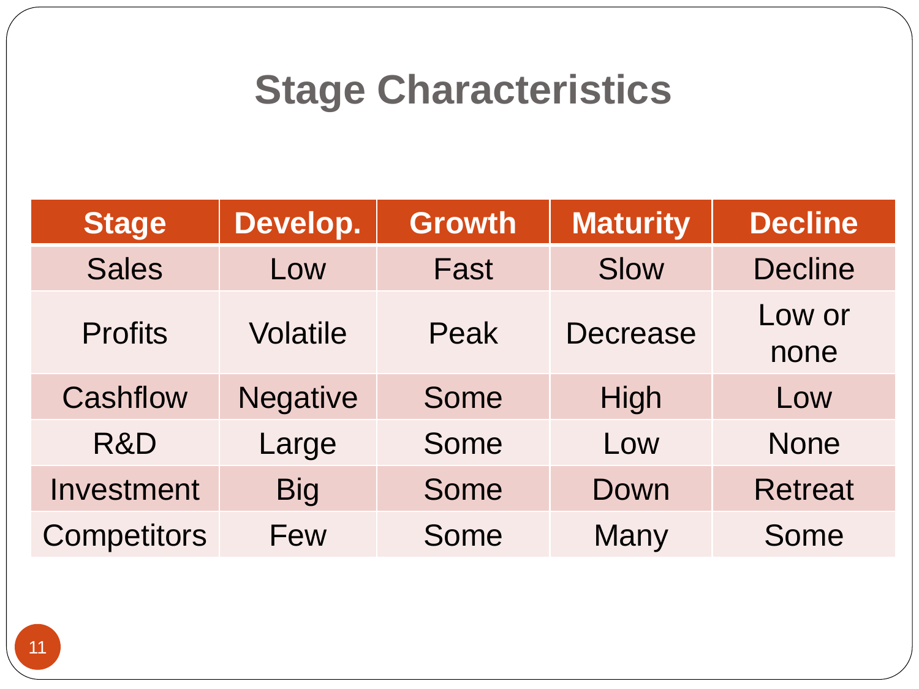# Stage Characteristics

| Stage | Develop. | Growth | Maturity | Decline |
|---|---|---|---|---|
| Sales | Low | Fast | Slow | Decline |
| Profits | Volatile | Peak | Decrease | Low or none |
| Cashflow | Negative | Some | High | Low |
| R&D | Large | Some | Low | None |
| Investment | Big | Some | Down | Retreat |
| Competitors | Few | Some | Many | Some |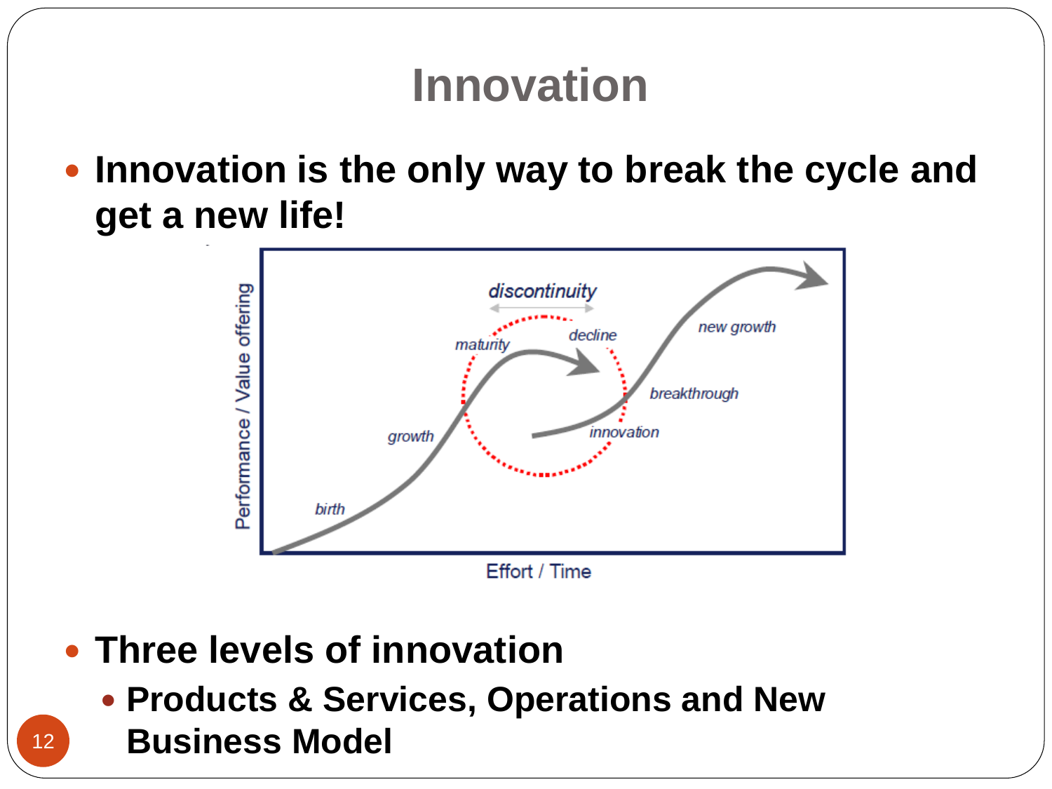# Innovation

- **Innovation is the only way to break the cycle and get a new life!**

- **Three levels of innovation**
  - **Products & Services, Operations and New Business Model**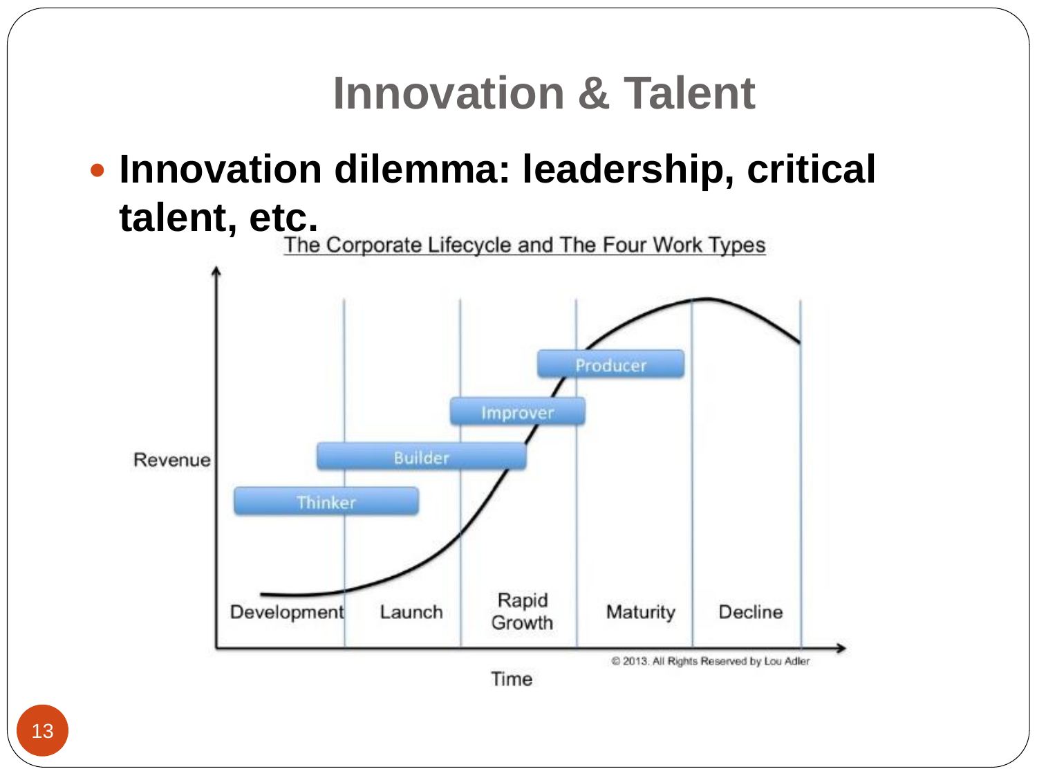# Innovation & Talent

- **Innovation dilemma: leadership, critical talent, etc.**

The Corporate Lifecycle and The Four Work Types

Revenue

Thinker

Builder

Improver

Producer

Development | Launch | Rapid Growth | Maturity | Decline

Time

© 2013. All Rights Reserved by Lou Adler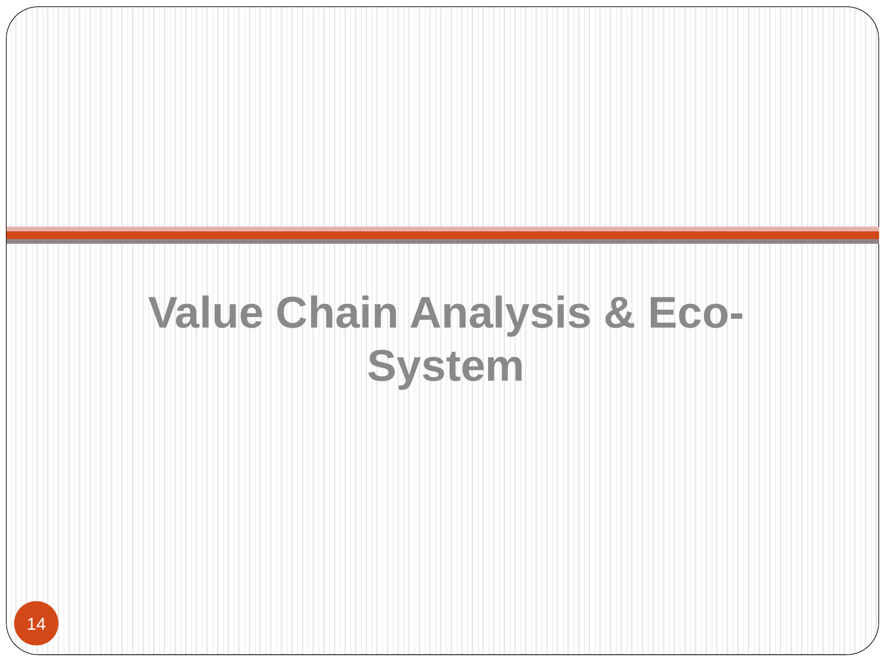# Value Chain Analysis & Eco-System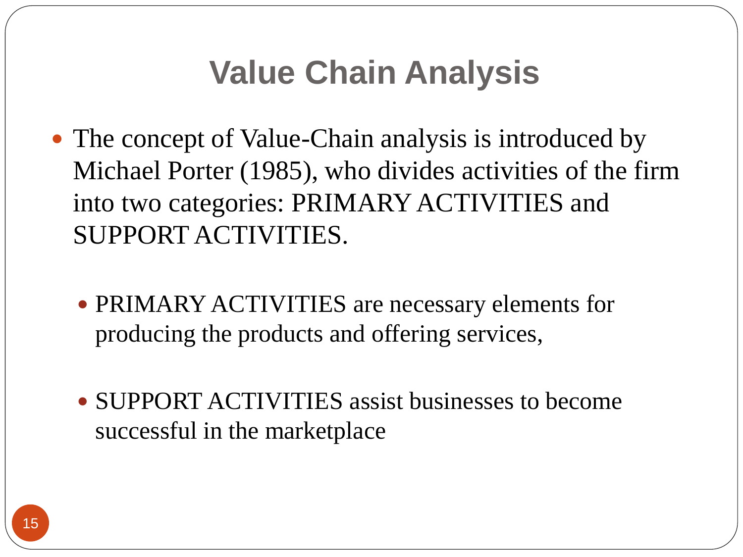# Value Chain Analysis

- The concept of Value-Chain analysis is introduced by Michael Porter (1985), who divides activities of the firm into two categories: PRIMARY ACTIVITIES and SUPPORT ACTIVITIES.

  - PRIMARY ACTIVITIES are necessary elements for producing the products and offering services,

  - SUPPORT ACTIVITIES assist businesses to become successful in the marketplace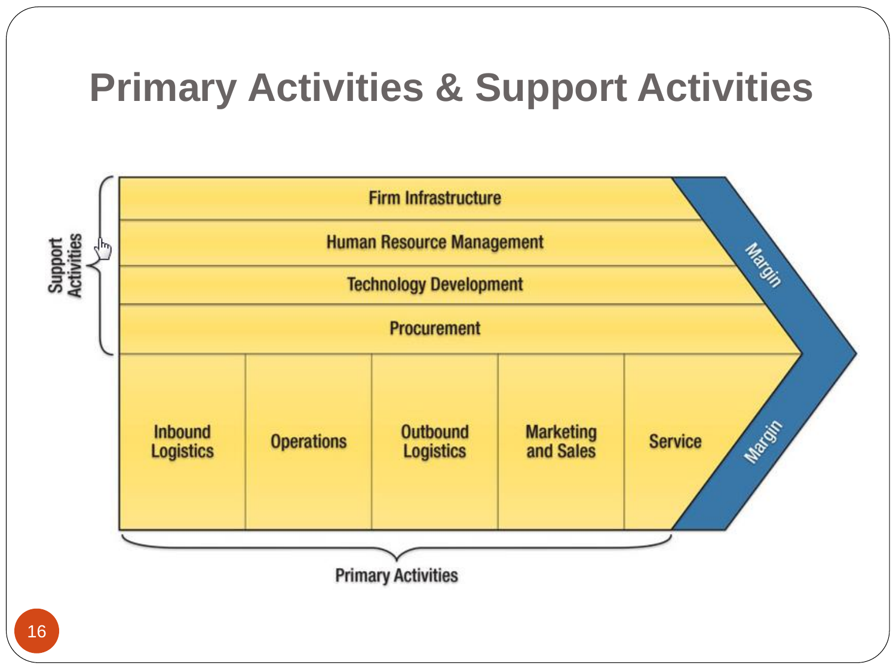# Primary Activities & Support Activities

**Support Activities**

- Firm Infrastructure
- Human Resource Management
- Technology Development
- Procurement

**Primary Activities**

| Inbound Logistics | Operations | Outbound Logistics | Marketing and Sales | Service |
|---|---|---|---|---|

Margin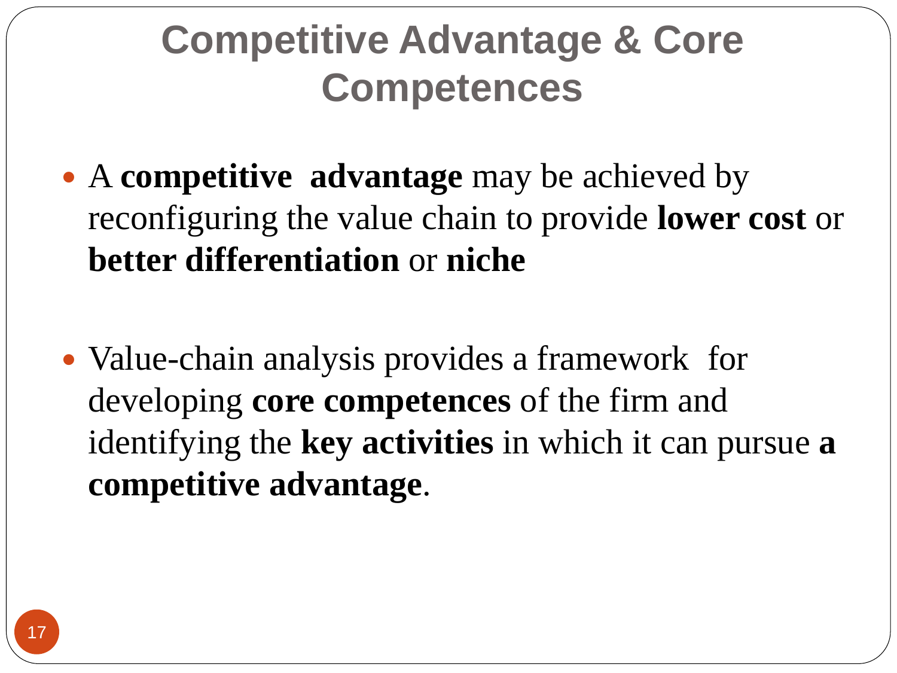# Competitive Advantage & Core Competences

- A **competitive advantage** may be achieved by reconfiguring the value chain to provide **lower cost** or **better differentiation** or **niche**

- Value-chain analysis provides a framework for developing **core competences** of the firm and identifying the **key activities** in which it can pursue **a competitive advantage**.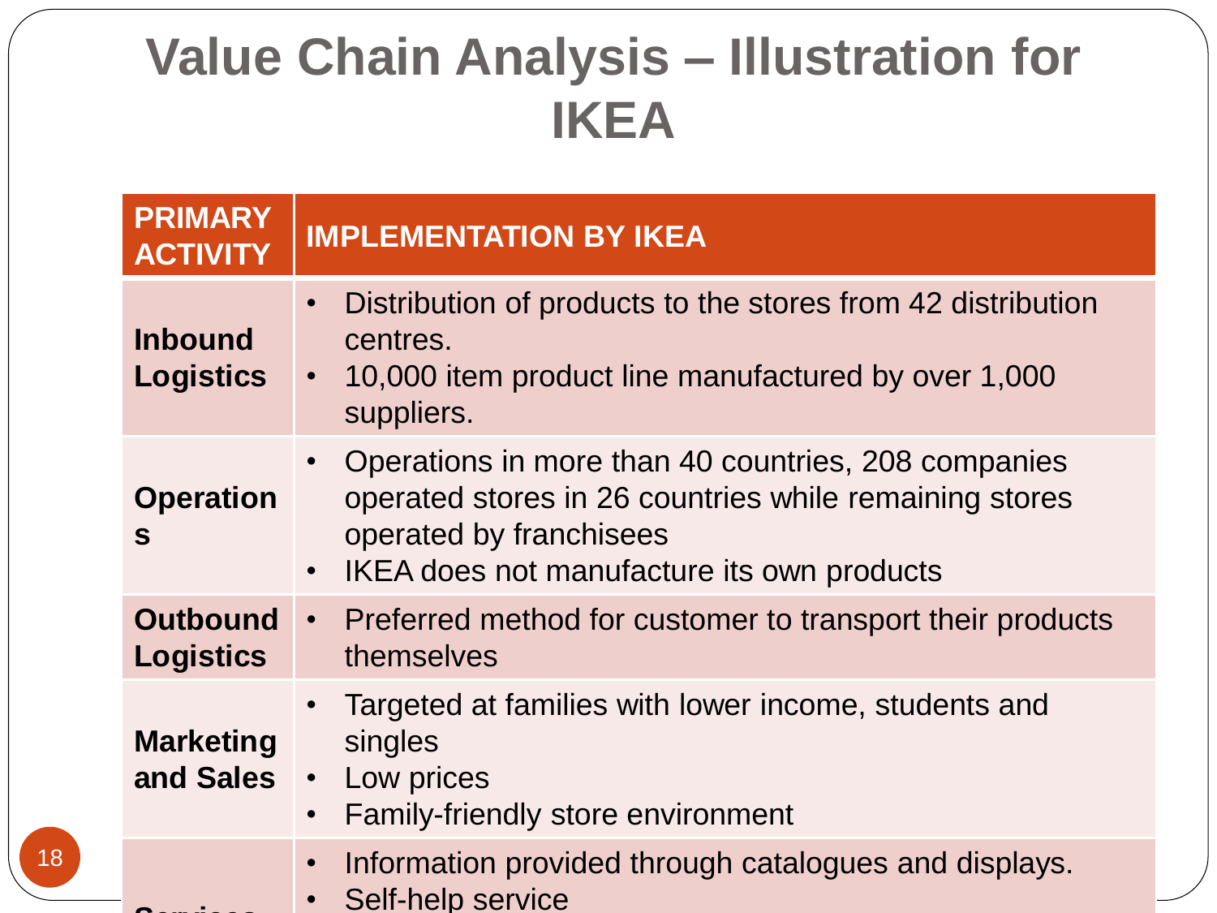# Value Chain Analysis – Illustration for IKEA

| PRIMARY ACTIVITY | IMPLEMENTATION BY IKEA |
|---|---|
| **Inbound Logistics** | • Distribution of products to the stores from 42 distribution centres.<br>• 10,000 item product line manufactured by over 1,000 suppliers. |
| **Operations** | • Operations in more than 40 countries, 208 companies operated stores in 26 countries while remaining stores operated by franchisees<br>• IKEA does not manufacture its own products |
| **Outbound Logistics** | • Preferred method for customer to transport their products themselves |
| **Marketing and Sales** | • Targeted at families with lower income, students and singles<br>• Low prices<br>• Family-friendly store environment |
| **Services** | • Information provided through catalogues and displays.<br>• Self-help service |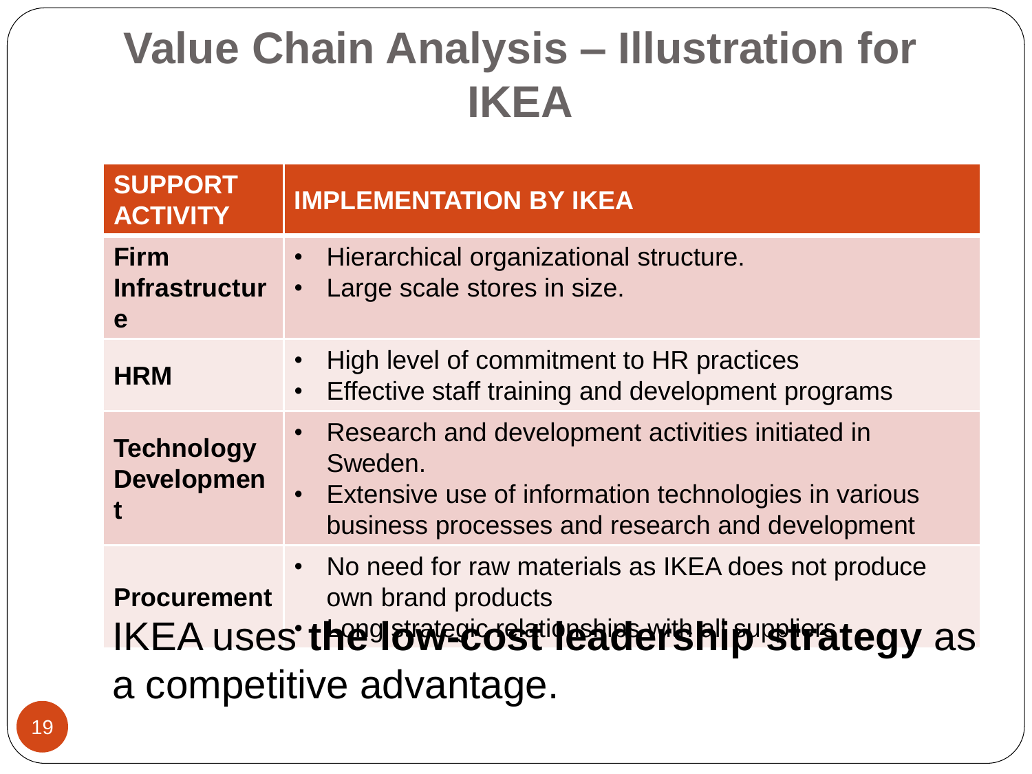# Value Chain Analysis – Illustration for IKEA

| SUPPORT ACTIVITY | IMPLEMENTATION BY IKEA |
|---|---|
| **Firm Infrastructure** | • Hierarchical organizational structure.<br>• Large scale stores in size. |
| **HRM** | • High level of commitment to HR practices<br>• Effective staff training and development programs |
| **Technology Development** | • Research and development activities initiated in Sweden.<br>• Extensive use of information technologies in various business processes and research and development |
| **Procurement** | • No need for raw materials as IKEA does not produce own brand products<br>• Long strategic relationships with all suppliers |

IKEA uses **the low-cost leadership strategy** as a competitive advantage.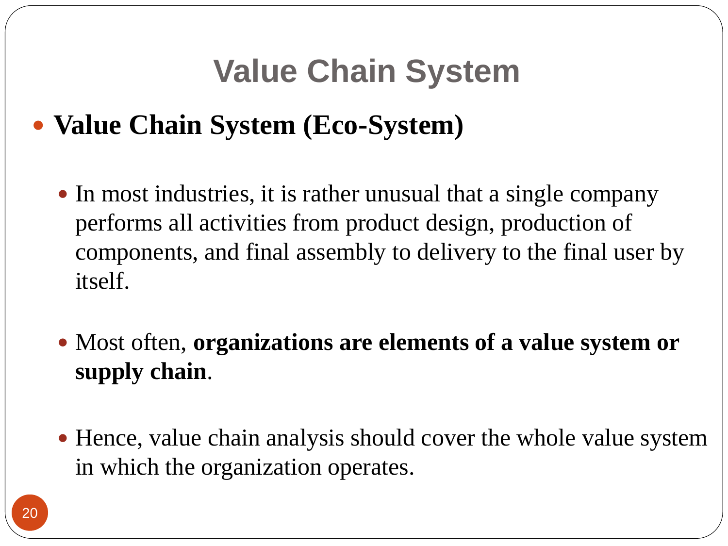# Value Chain System

- **Value Chain System (Eco-System)**
  - In most industries, it is rather unusual that a single company performs all activities from product design, production of components, and final assembly to delivery to the final user by itself.
  - Most often, **organizations are elements of a value system or supply chain**.
  - Hence, value chain analysis should cover the whole value system in which the organization operates.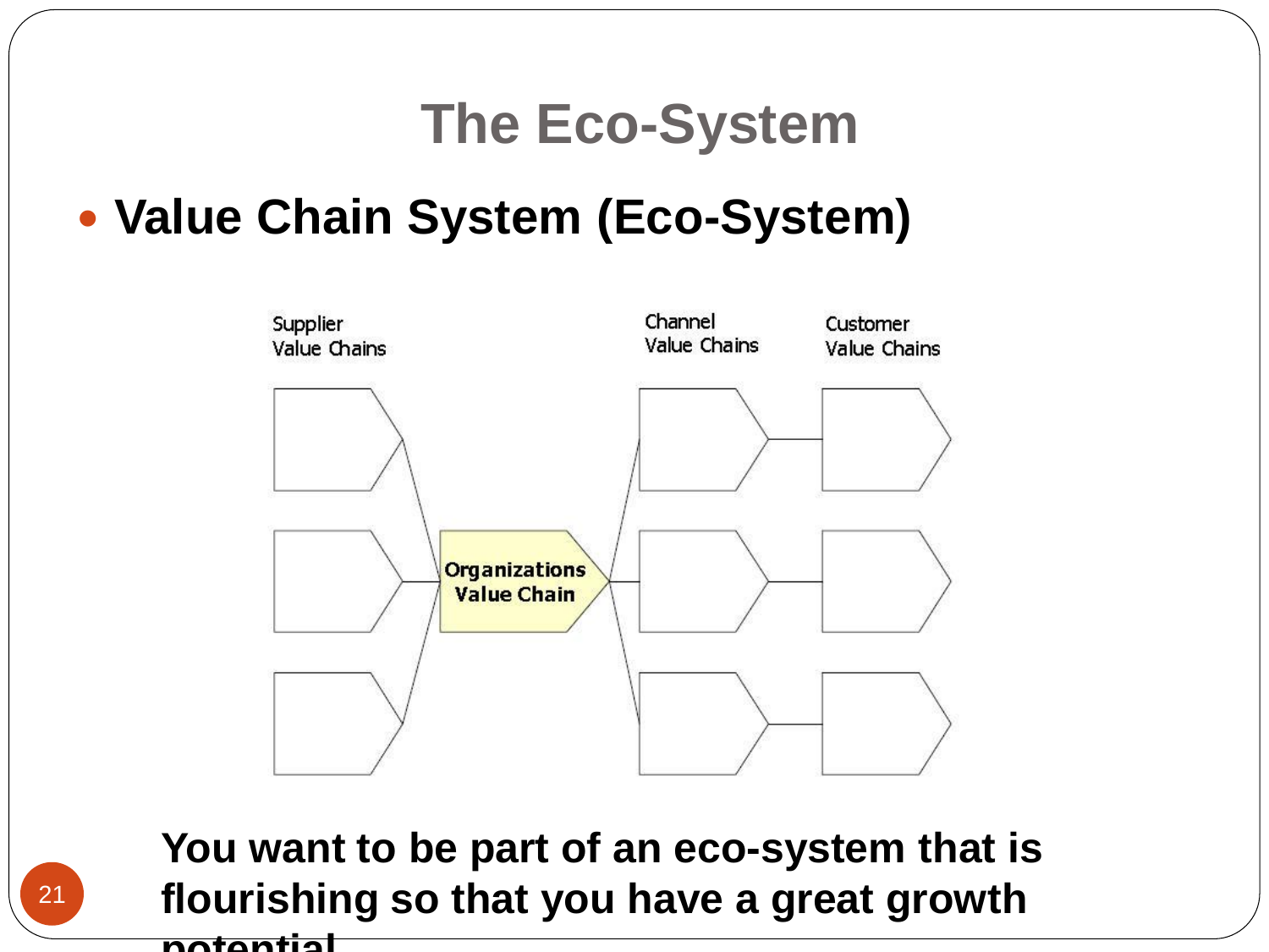# The Eco-System

- **Value Chain System (Eco-System)**

Supplier Value Chains

Channel Value Chains

Customer Value Chains

Organizations Value Chain

**You want to be part of an eco-system that is flourishing so that you have a great growth potential**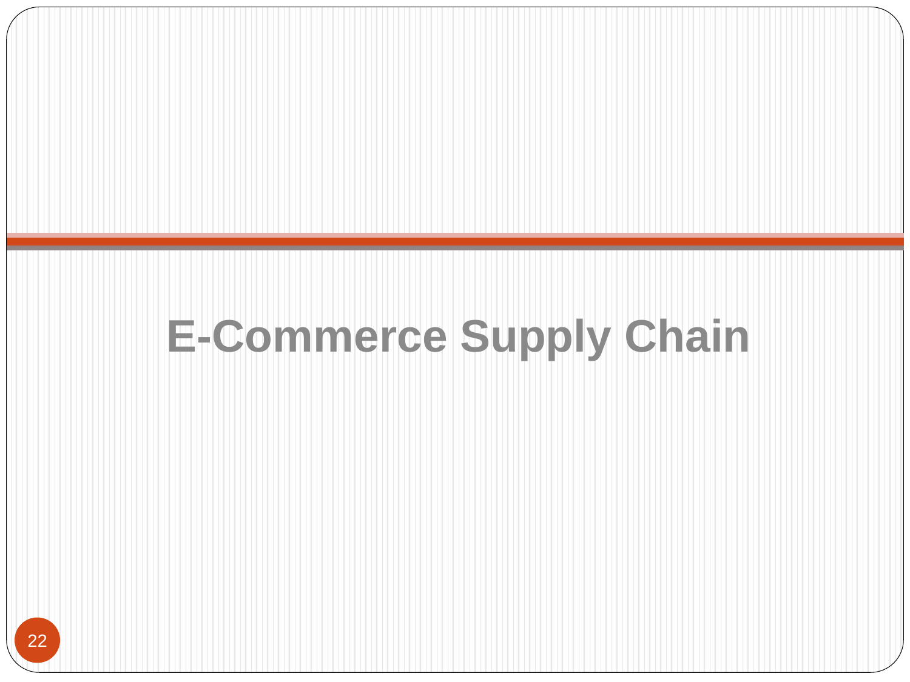# E-Commerce Supply Chain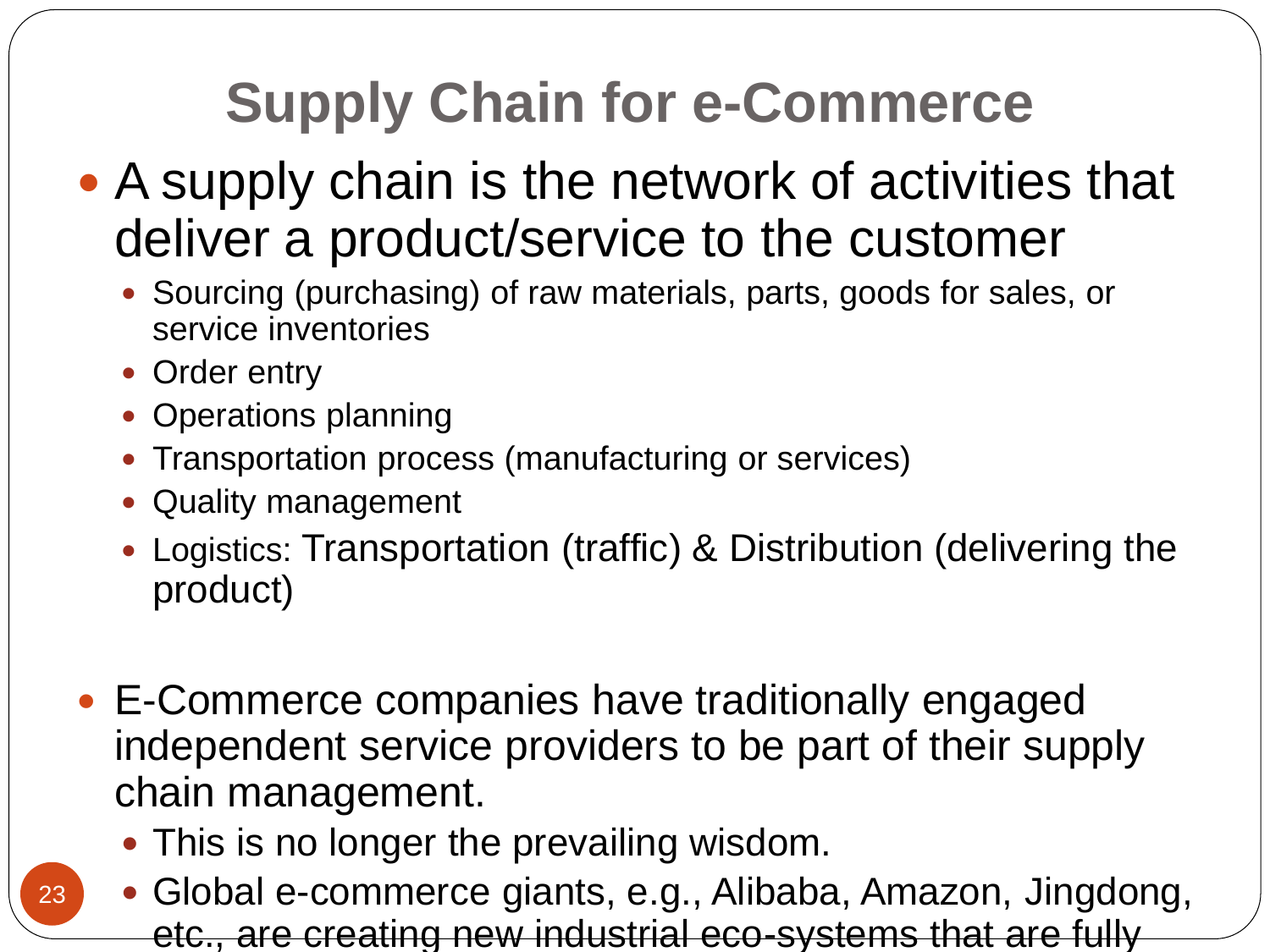# Supply Chain for e-Commerce

- A supply chain is the network of activities that deliver a product/service to the customer
  - Sourcing (purchasing) of raw materials, parts, goods for sales, or service inventories
  - Order entry
  - Operations planning
  - Transportation process (manufacturing or services)
  - Quality management
  - Logistics: Transportation (traffic) & Distribution (delivering the product)

- E-Commerce companies have traditionally engaged independent service providers to be part of their supply chain management.
  - This is no longer the prevailing wisdom.
  - Global e-commerce giants, e.g., Alibaba, Amazon, Jingdong, etc., are creating new industrial eco-systems that are fully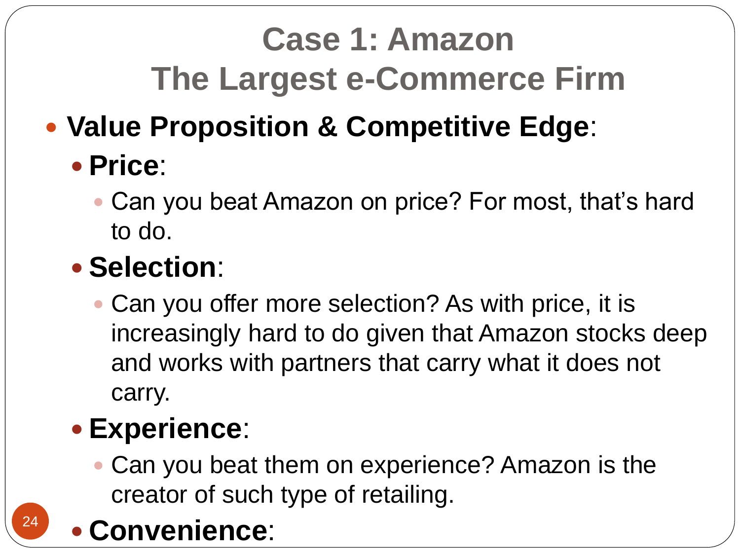# Case 1: Amazon
# The Largest e-Commerce Firm

- **Value Proposition & Competitive Edge**:
  - **Price**:
    - Can you beat Amazon on price? For most, that's hard to do.
  - **Selection**:
    - Can you offer more selection? As with price, it is increasingly hard to do given that Amazon stocks deep and works with partners that carry what it does not carry.
  - **Experience**:
    - Can you beat them on experience? Amazon is the creator of such type of retailing.
  - **Convenience**: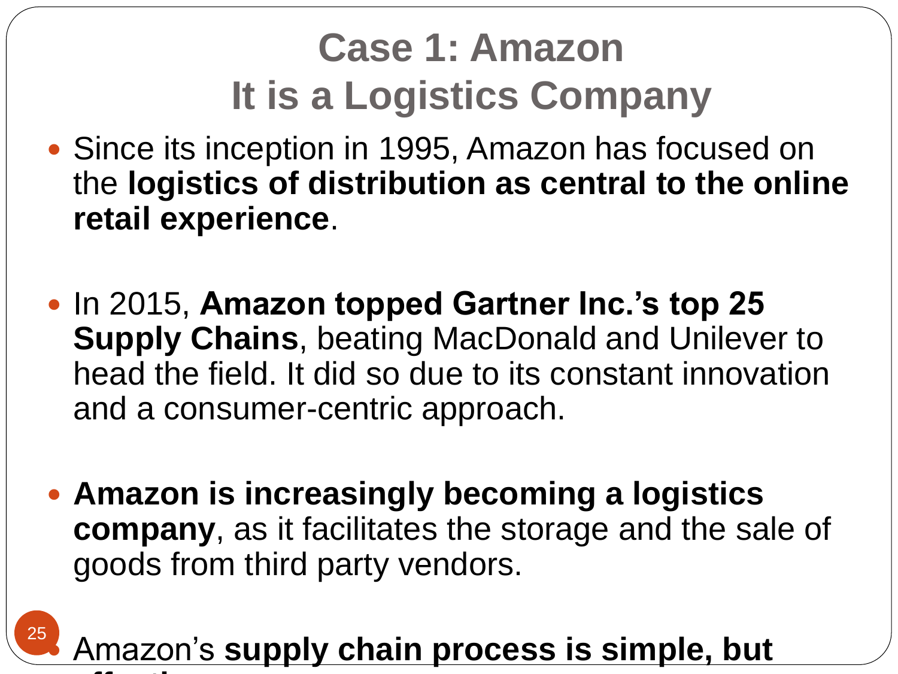# Case 1: Amazon
# It is a Logistics Company

- Since its inception in 1995, Amazon has focused on the **logistics of distribution as central to the online retail experience**.

- In 2015, **Amazon topped Gartner Inc.'s top 25 Supply Chains**, beating MacDonald and Unilever to head the field. It did so due to its constant innovation and a consumer-centric approach.

- **Amazon is increasingly becoming a logistics company**, as it facilitates the storage and the sale of goods from third party vendors.

- Amazon's **supply chain process is simple, but**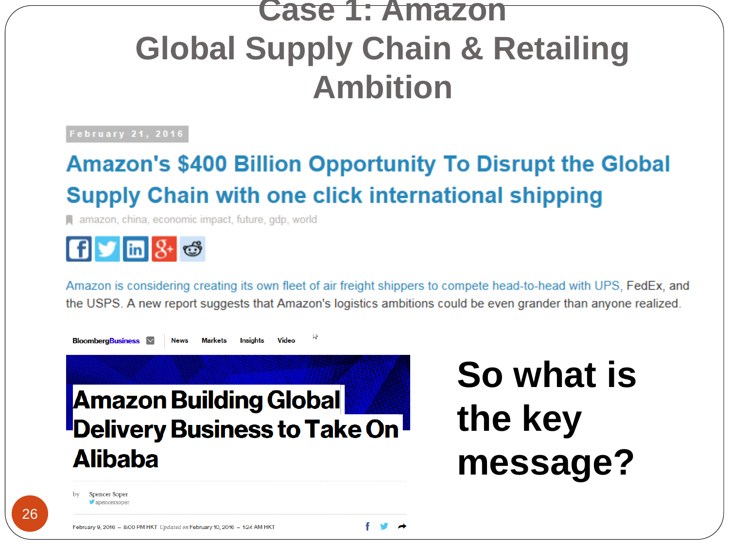# Case 1: Amazon Global Supply Chain & Retailing Ambition

February 21, 2016

## Amazon's $400 Billion Opportunity To Disrupt the Global Supply Chain with one click international shipping

amazon, china, economic impact, future, gdp, world

Amazon is considering creating its own fleet of air freight shippers to compete head-to-head with UPS, FedEx, and the USPS. A new report suggests that Amazon's logistics ambitions could be even grander than anyone realized.

BloombergBusiness | News | Markets | Insights | Video

## Amazon Building Global Delivery Business to Take On Alibaba

by Spencer Soper
spencersoper

February 9, 2016 – 8:00 PM HKT *Updated on* February 10, 2016 – 1:24 AM HKT

**So what is the key message?**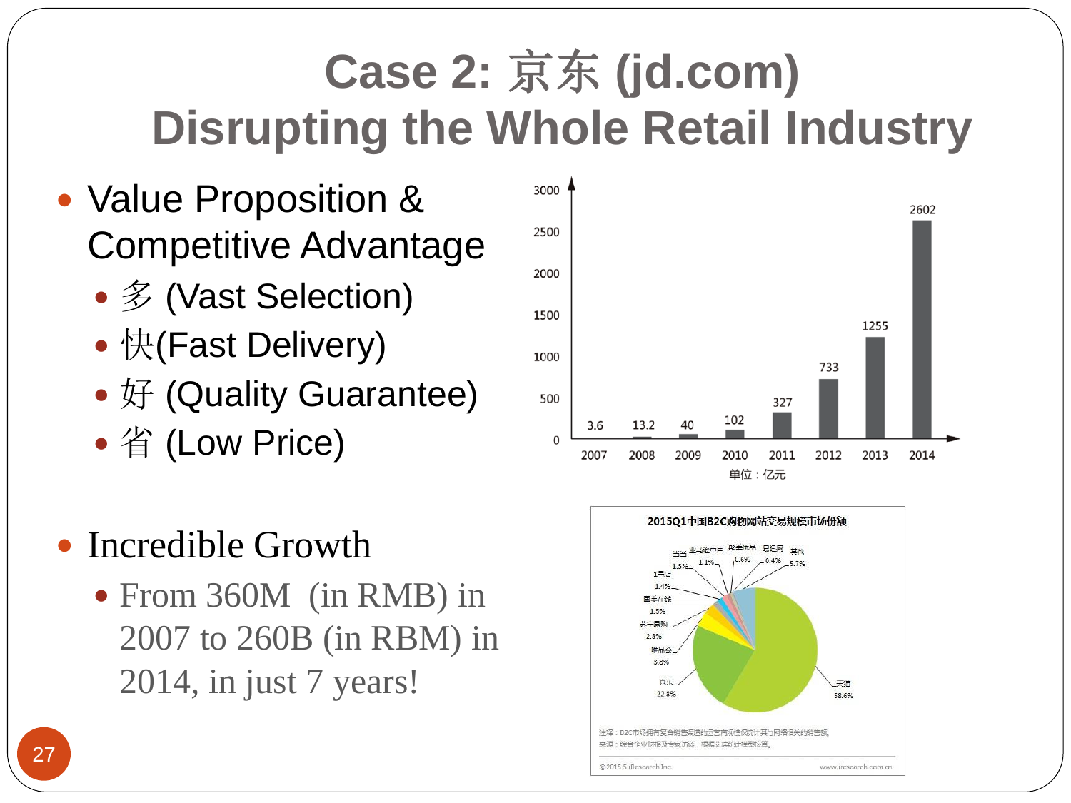# Case 2: 京东 (jd.com)
# Disrupting the Whole Retail Industry

- Value Proposition & Competitive Advantage
  - 多 (Vast Selection)
  - 快(Fast Delivery)
  - 好 (Quality Guarantee)
  - 省 (Low Price)

| Year | 2007 | 2008 | 2009 | 2010 | 2011 | 2012 | 2013 | 2014 |
|---|---|---|---|---|---|---|---|---|
| 单位：亿元 | 3.6 | 13.2 | 40 | 102 | 327 | 733 | 1255 | 2602 |

- Incredible Growth
  - From 360M (in RMB) in 2007 to 260B (in RBM) in 2014, in just 7 years!

**2015Q1中国B2C购物网站交易规模市场份额**

| 网站 | 份额 |
|---|---|
| 天猫 | 58.6% |
| 京东 | 22.8% |
| 唯品会 | 3.8% |
| 苏宁易购 | 2.8% |
| 国美在线 | 1.5% |
| 1号店 | 1.4% |
| 当当 | 1.3% |
| 亚马逊中国 | 1.1% |
| 聚美优品 | 0.6% |
| 易迅网 | 0.4% |
| 其他 | 5.7% |

注释：B2C市场拥有复合销售渠道的运营商规模仅统计其与网络相关的销售额。
来源：综合企业财报及专家访谈，根据艾瑞统计模型核算。

©2015.5 iResearch Inc. www.iresearch.com.cn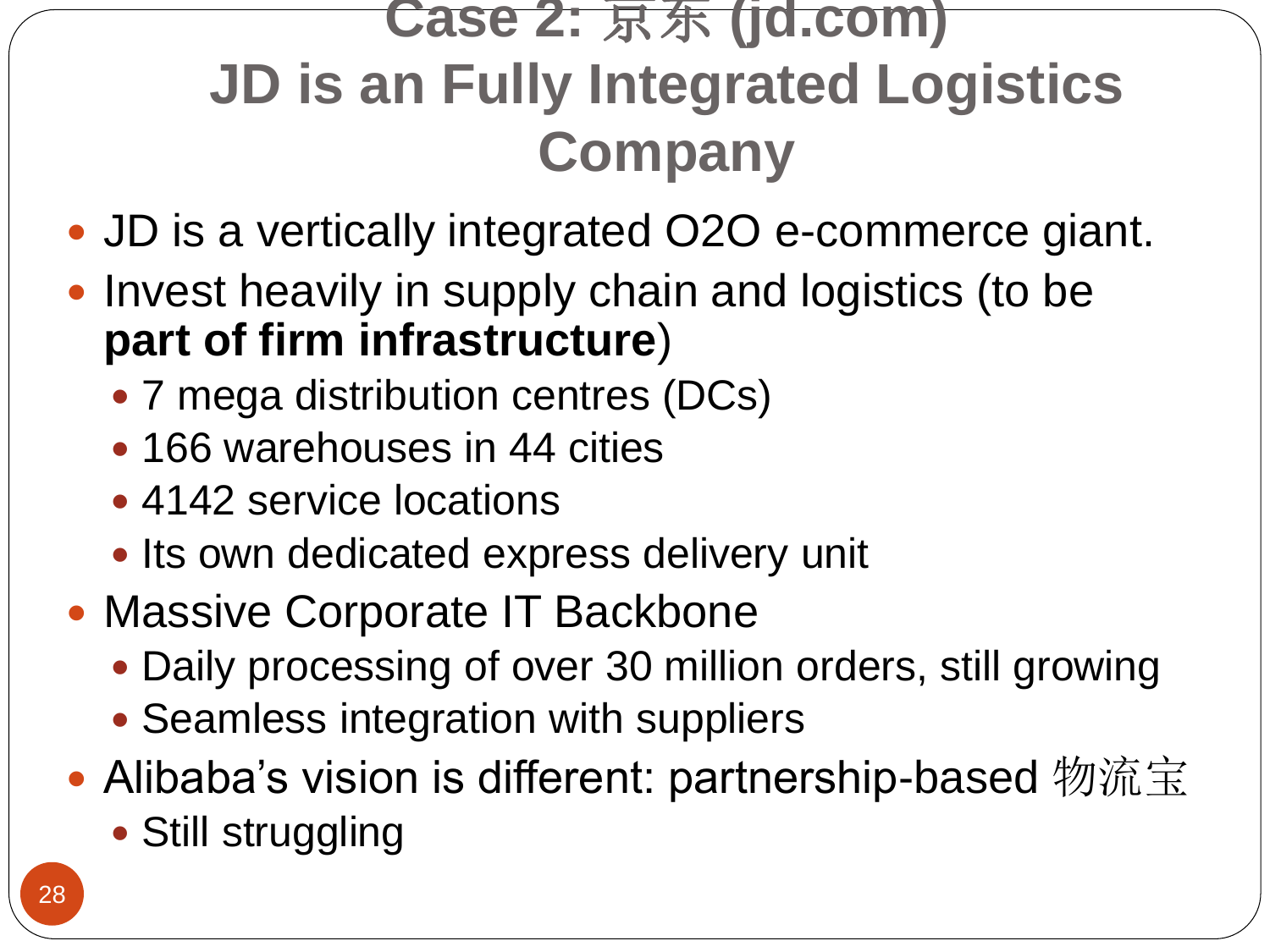# Case 2: 京东 (jd.com)
# JD is an Fully Integrated Logistics Company

- JD is a vertically integrated O2O e-commerce giant.
- Invest heavily in supply chain and logistics (to be **part of firm infrastructure**)
  - 7 mega distribution centres (DCs)
  - 166 warehouses in 44 cities
  - 4142 service locations
  - Its own dedicated express delivery unit
- Massive Corporate IT Backbone
  - Daily processing of over 30 million orders, still growing
  - Seamless integration with suppliers
- Alibaba's vision is different: partnership-based 物流宝
  - Still struggling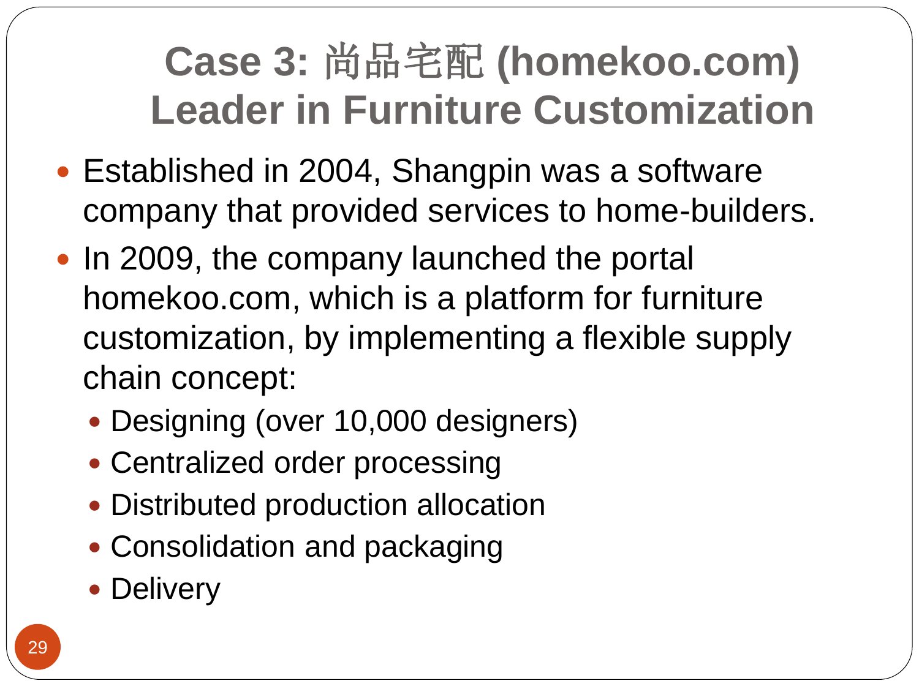# Case 3: 尚品宅配 (homekoo.com) Leader in Furniture Customization

- Established in 2004, Shangpin was a software company that provided services to home-builders.
- In 2009, the company launched the portal homekoo.com, which is a platform for furniture customization, by implementing a flexible supply chain concept:
  - Designing (over 10,000 designers)
  - Centralized order processing
  - Distributed production allocation
  - Consolidation and packaging
  - Delivery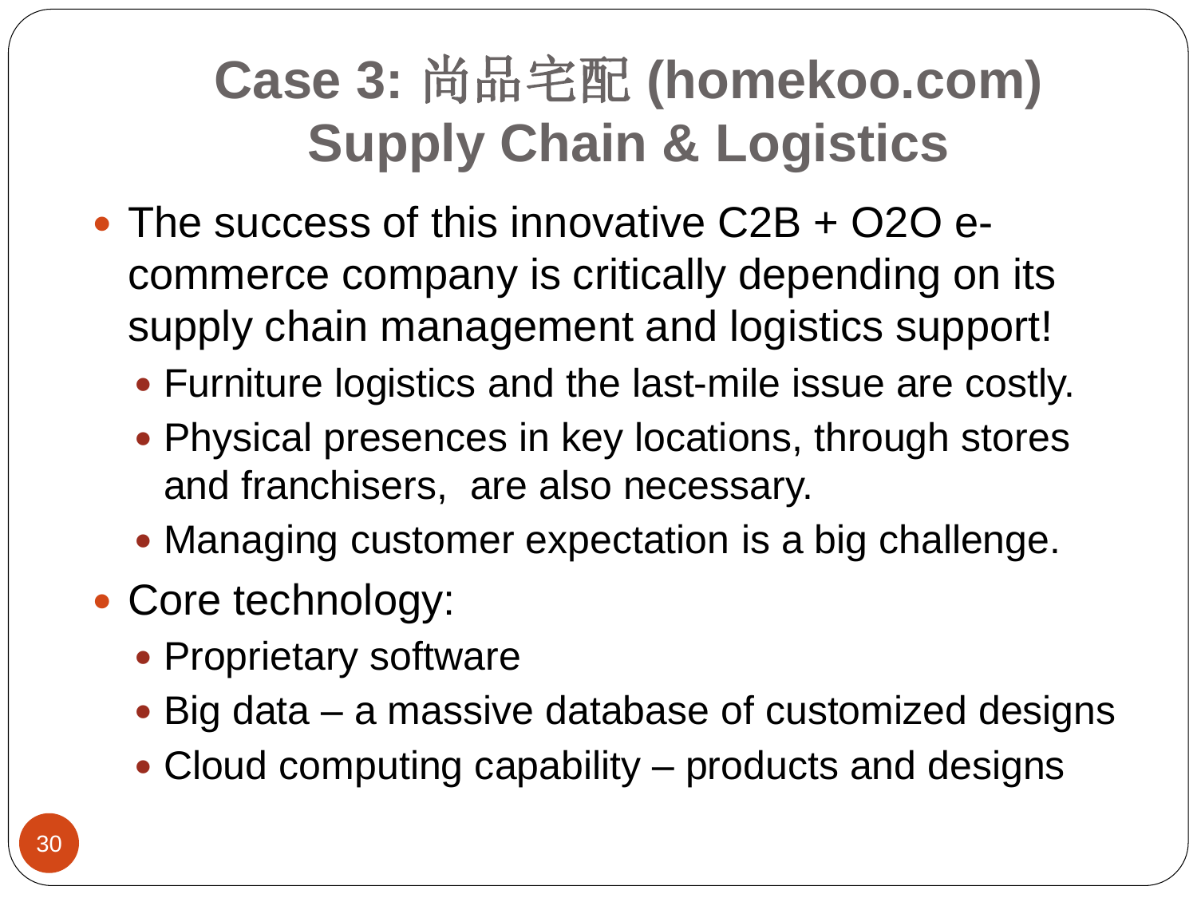# Case 3: 尚品宅配 (homekoo.com) Supply Chain & Logistics

- The success of this innovative C2B + O2O e-commerce company is critically depending on its supply chain management and logistics support!
  - Furniture logistics and the last-mile issue are costly.
  - Physical presences in key locations, through stores and franchisers,  are also necessary.
  - Managing customer expectation is a big challenge.
- Core technology:
  - Proprietary software
  - Big data – a massive database of customized designs
  - Cloud computing capability – products and designs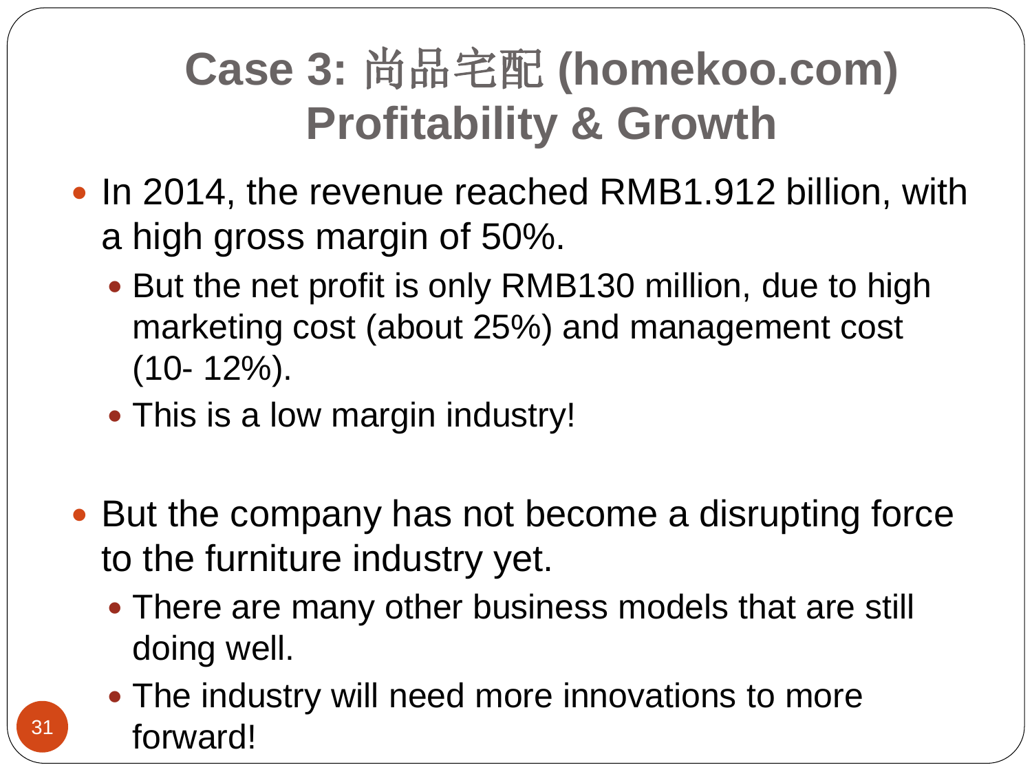# Case 3: 尚品宅配 (homekoo.com) Profitability & Growth

- In 2014, the revenue reached RMB1.912 billion, with a high gross margin of 50%.
  - But the net profit is only RMB130 million, due to high marketing cost (about 25%) and management cost (10- 12%).
  - This is a low margin industry!

- But the company has not become a disrupting force to the furniture industry yet.
  - There are many other business models that are still doing well.
  - The industry will need more innovations to more forward!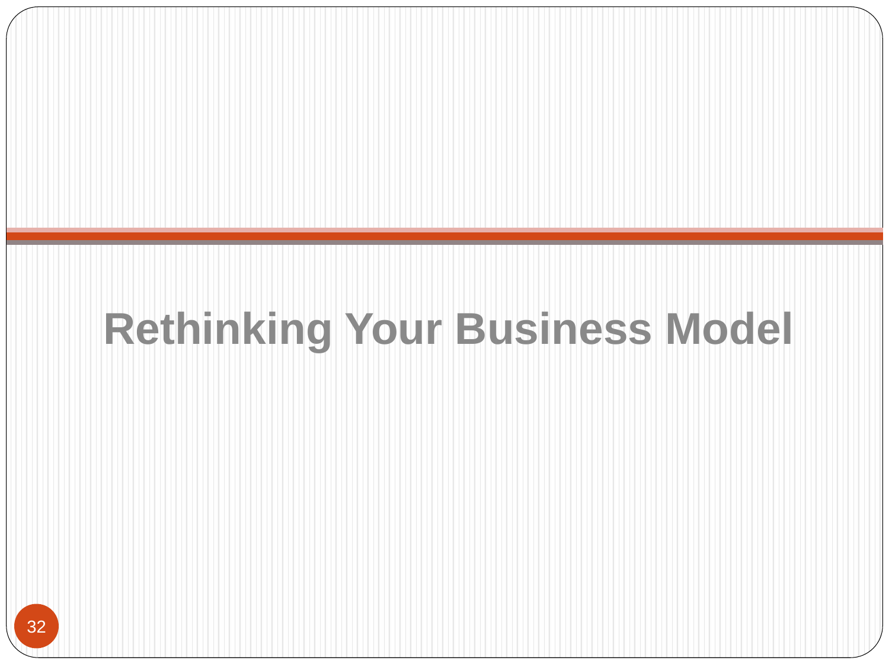# Rethinking Your Business Model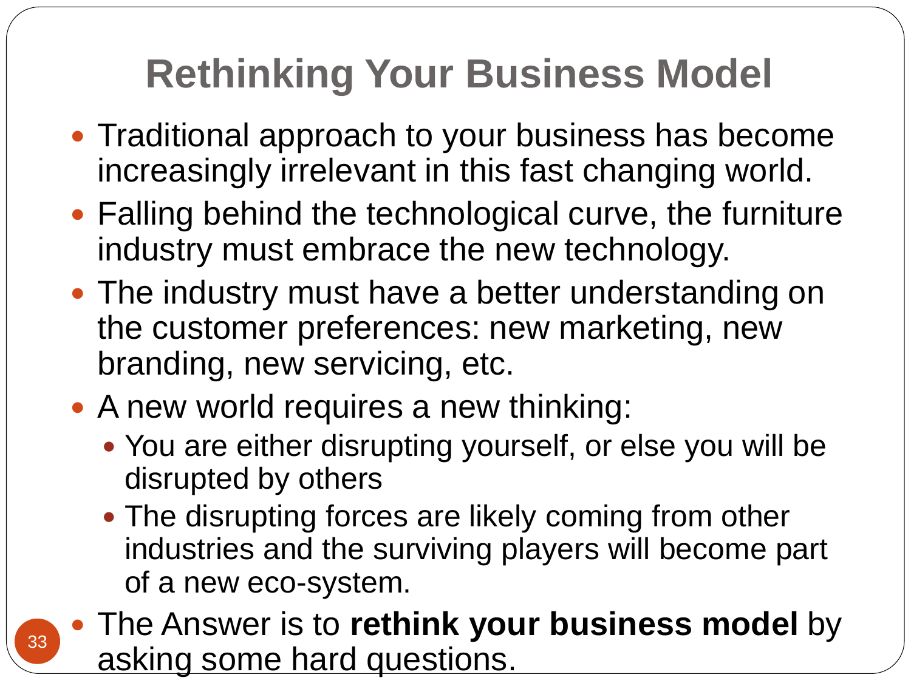# Rethinking Your Business Model

- Traditional approach to your business has become increasingly irrelevant in this fast changing world.
- Falling behind the technological curve, the furniture industry must embrace the new technology.
- The industry must have a better understanding on the customer preferences: new marketing, new branding, new servicing, etc.
- A new world requires a new thinking:
  - You are either disrupting yourself, or else you will be disrupted by others
  - The disrupting forces are likely coming from other industries and the surviving players will become part of a new eco-system.
- The Answer is to **rethink your business model** by asking some hard questions.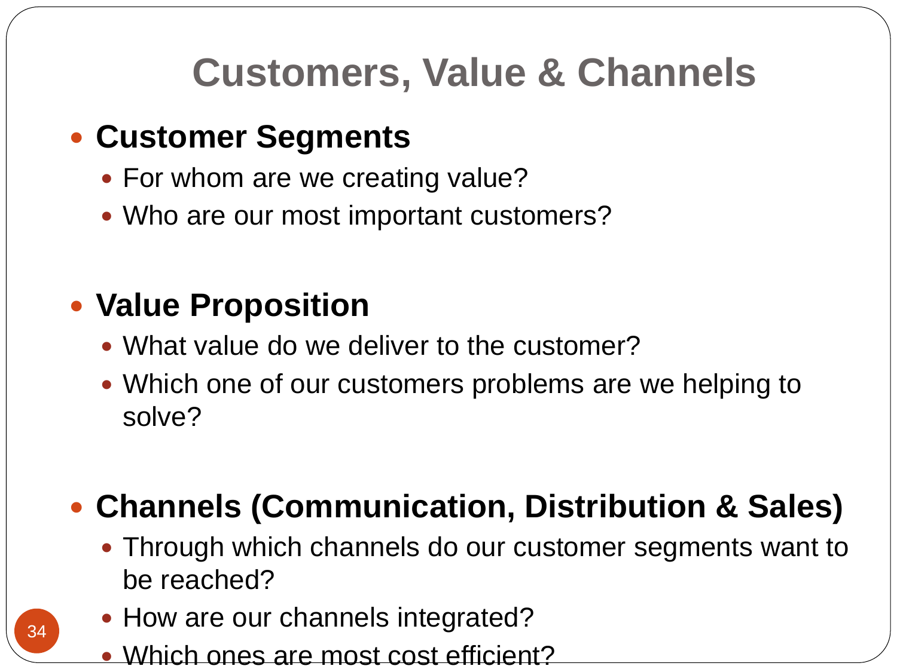# Customers, Value & Channels

- **Customer Segments**
  - For whom are we creating value?
  - Who are our most important customers?

- **Value Proposition**
  - What value do we deliver to the customer?
  - Which one of our customers problems are we helping to solve?

- **Channels (Communication, Distribution & Sales)**
  - Through which channels do our customer segments want to be reached?
  - How are our channels integrated?
  - Which ones are most cost efficient?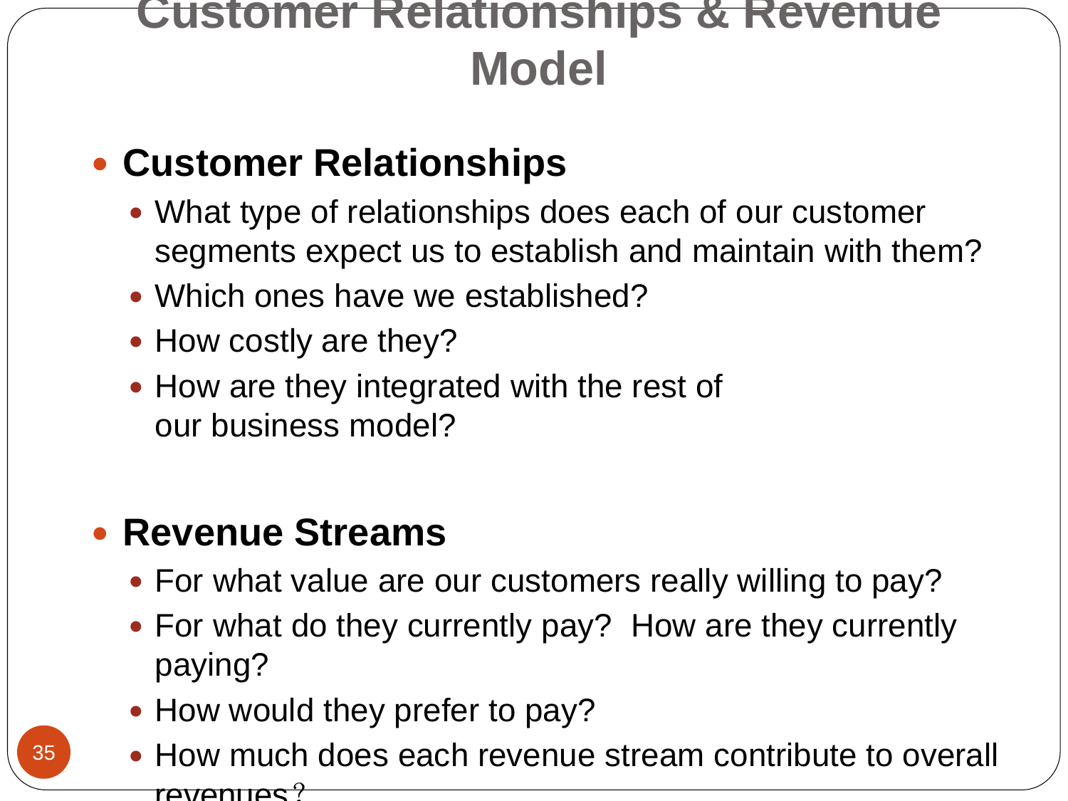# Customer Relationships & Revenue Model

- **Customer Relationships**
  - What type of relationships does each of our customer segments expect us to establish and maintain with them?
  - Which ones have we established?
  - How costly are they?
  - How are they integrated with the rest of our business model?

- **Revenue Streams**
  - For what value are our customers really willing to pay?
  - For what do they currently pay? How are they currently paying?
  - How would they prefer to pay?
  - How much does each revenue stream contribute to overall revenues?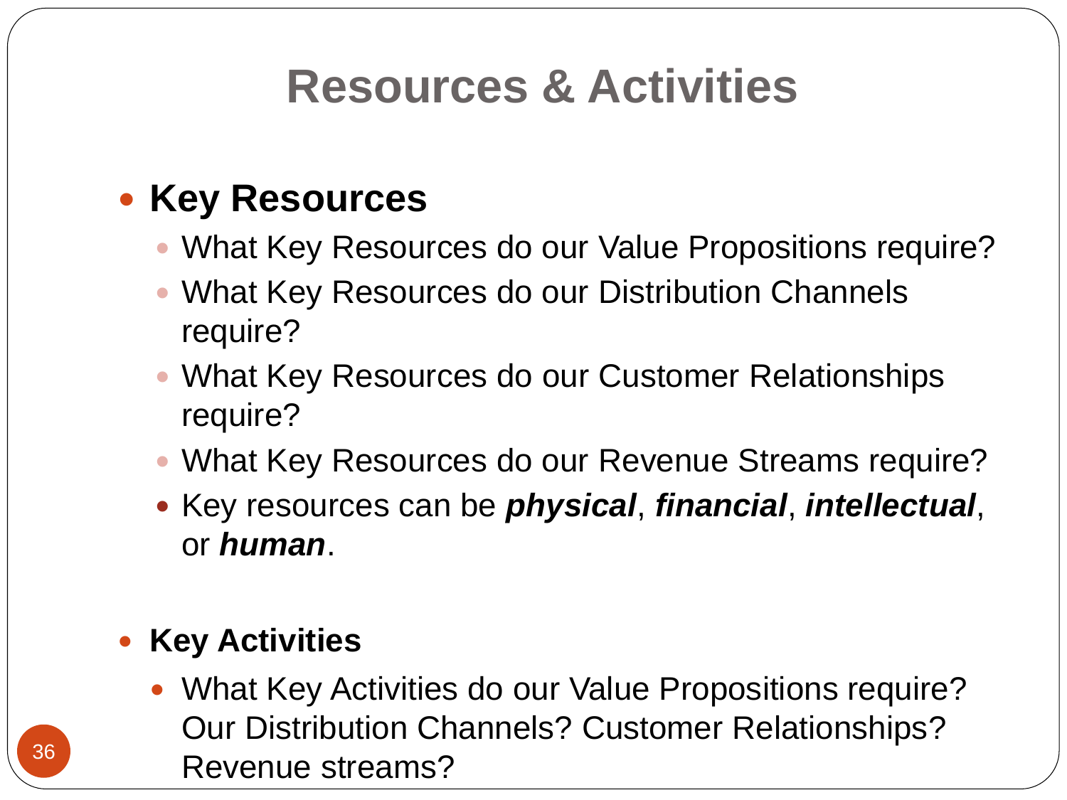# Resources & Activities

- **Key Resources**
  - What Key Resources do our Value Propositions require?
  - What Key Resources do our Distribution Channels require?
  - What Key Resources do our Customer Relationships require?
  - What Key Resources do our Revenue Streams require?
  - Key resources can be ***physical***, ***financial***, ***intellectual***, or ***human***.

- **Key Activities**
  - What Key Activities do our Value Propositions require? Our Distribution Channels? Customer Relationships? Revenue streams?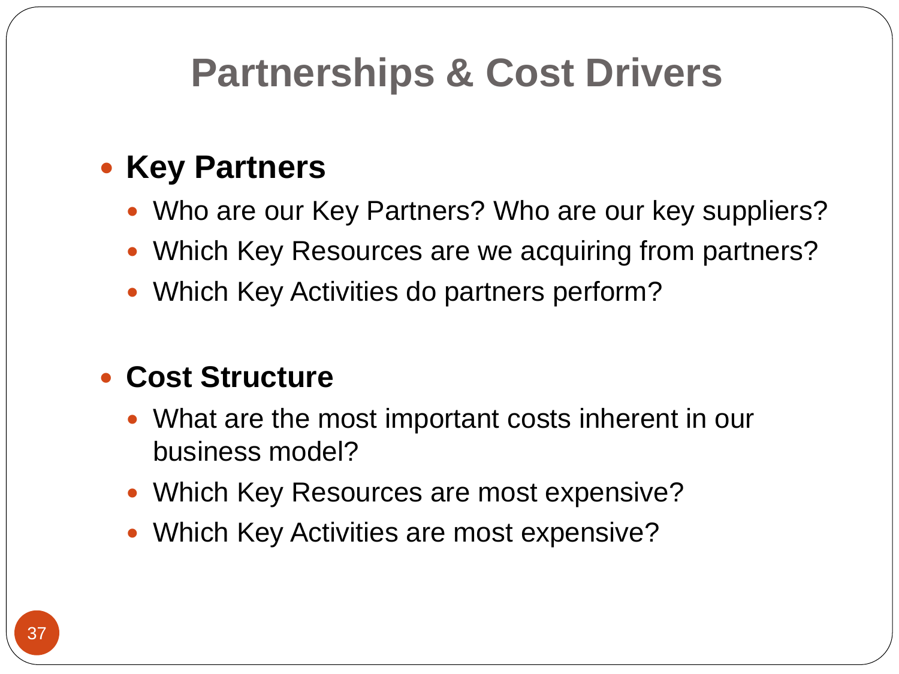# Partnerships & Cost Drivers

- **Key Partners**
  - Who are our Key Partners? Who are our key suppliers?
  - Which Key Resources are we acquiring from partners?
  - Which Key Activities do partners perform?

- **Cost Structure**
  - What are the most important costs inherent in our business model?
  - Which Key Resources are most expensive?
  - Which Key Activities are most expensive?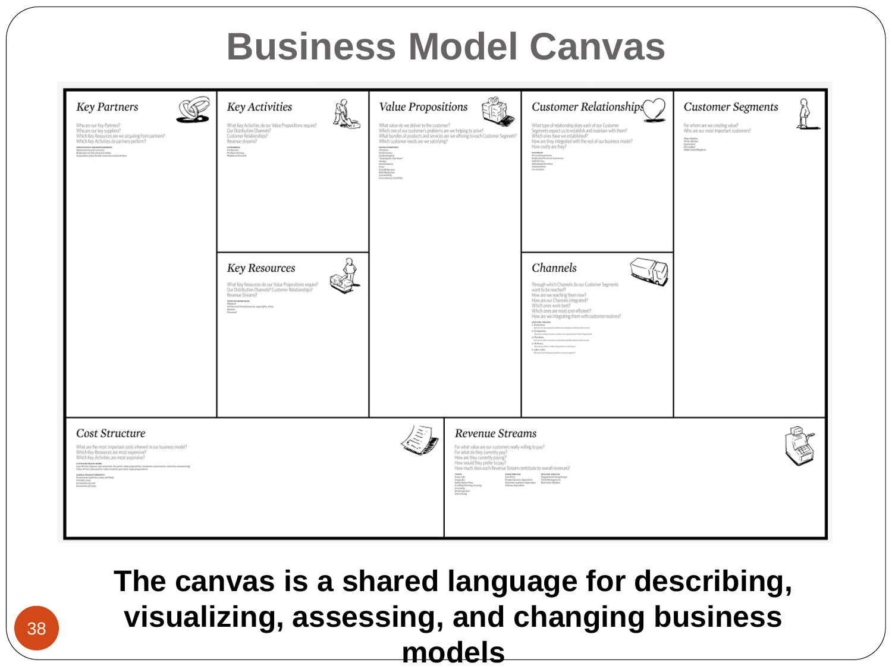# Business Model Canvas

Key Partners

Who are our Key Partners?
Who are our key suppliers?
Which Key Resources are we acquiring from partners?
Which Key Activities do partners perform?

Key Activities

What Key Activities do our Value Propositions require?
Our Distribution Channels?
Customer Relationships?
Revenue streams?

Key Resources

What Key Resources do our Value Propositions require?
Our Distribution Channels? Customer Relationships?
Revenue Streams?

Value Propositions

What value do we deliver to the customer?
Which one of our customer's problems are we helping to solve?
What bundles of products and services are we offering to each Customer Segment?
Which customer needs are we satisfying?

Customer Relationships

What type of relationship does each of our Customer Segments expect us to establish and maintain with them?
Which ones have we established?
How are they integrated with the rest of our business model?
How costly are they?

Channels

Through which Channels do our Customer Segments want to be reached?
How are we reaching them now?
How are our Channels integrated?
Which ones work best?
Which ones are most cost-efficient?
How are we integrating them with customer routines?

Customer Segments

For whom are we creating value?
Who are our most important customers?

Cost Structure

What are the most important costs inherent in our business model?
Which Key Resources are most expensive?
Which Key Activities are most expensive?

Revenue Streams

For what value are our customers really willing to pay?
For what do they currently pay?
How are they currently paying?
How would they prefer to pay?
How much does each Revenue Stream contribute to overall revenues?

**The canvas is a shared language for describing, visualizing, assessing, and changing business models**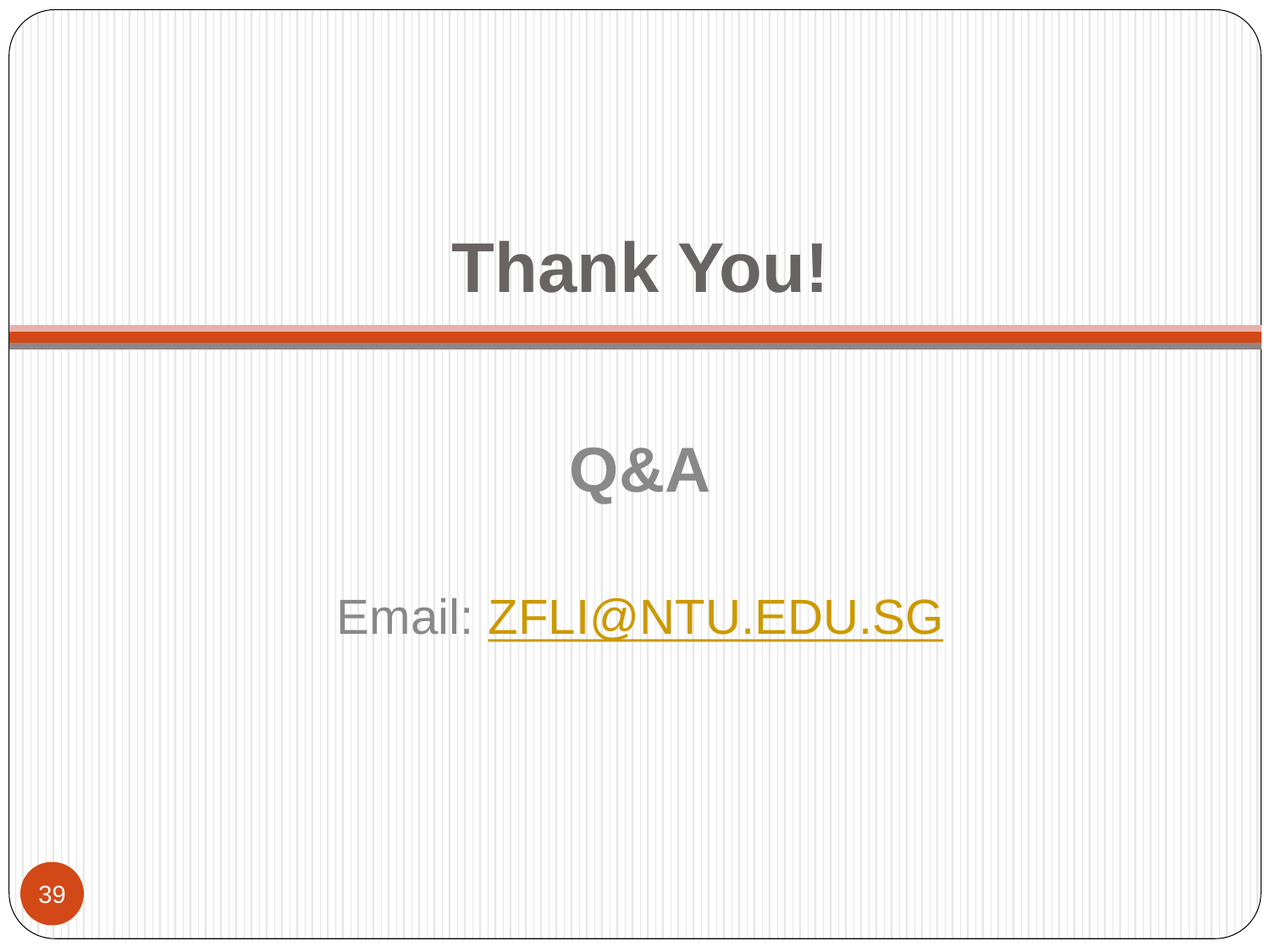# Thank You!

## Q&A

Email: ZFLI@NTU.EDU.SG